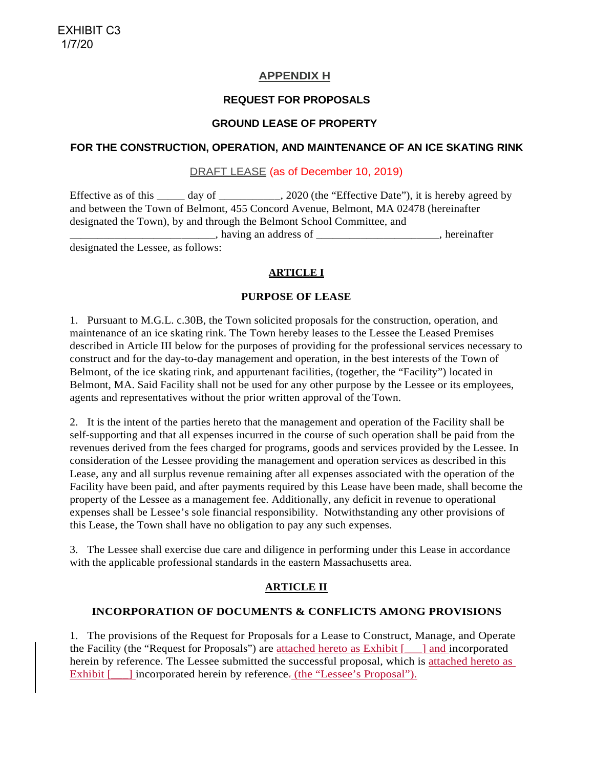EXHIBIT C3
1/7/20

# APPENDIX H

## REQUEST FOR PROPOSALS

## GROUND LEASE OF PROPERTY

## FOR THE CONSTRUCTION, OPERATION, AND MAINTENANCE OF AN ICE SKATING RINK

DRAFT LEASE (as of December 10, 2019)

Effective as of this _____ day of ___________, 2020 (the "Effective Date"), it is hereby agreed by and between the Town of Belmont, 455 Concord Avenue, Belmont, MA 02478 (hereinafter designated the Town), by and through the Belmont School Committee, and __________________________, having an address of ______________________, hereinafter designated the Lessee, as follows:

### ARTICLE I

### PURPOSE OF LEASE

1. Pursuant to M.G.L. c.30B, the Town solicited proposals for the construction, operation, and maintenance of an ice skating rink. The Town hereby leases to the Lessee the Leased Premises described in Article III below for the purposes of providing for the professional services necessary to construct and for the day-to-day management and operation, in the best interests of the Town of Belmont, of the ice skating rink, and appurtenant facilities, (together, the "Facility") located in Belmont, MA. Said Facility shall not be used for any other purpose by the Lessee or its employees, agents and representatives without the prior written approval of the Town.

2. It is the intent of the parties hereto that the management and operation of the Facility shall be self-supporting and that all expenses incurred in the course of such operation shall be paid from the revenues derived from the fees charged for programs, goods and services provided by the Lessee. In consideration of the Lessee providing the management and operation services as described in this Lease, any and all surplus revenue remaining after all expenses associated with the operation of the Facility have been paid, and after payments required by this Lease have been made, shall become the property of the Lessee as a management fee. Additionally, any deficit in revenue to operational expenses shall be Lessee's sole financial responsibility. Notwithstanding any other provisions of this Lease, the Town shall have no obligation to pay any such expenses.

3. The Lessee shall exercise due care and diligence in performing under this Lease in accordance with the applicable professional standards in the eastern Massachusetts area.

### ARTICLE II

### INCORPORATION OF DOCUMENTS & CONFLICTS AMONG PROVISIONS

1. The provisions of the Request for Proposals for a Lease to Construct, Manage, and Operate the Facility (the "Request for Proposals") are attached hereto as Exhibit [___] and incorporated herein by reference. The Lessee submitted the successful proposal, which is attached hereto as Exhibit [___] incorporated herein by reference. (the "Lessee's Proposal").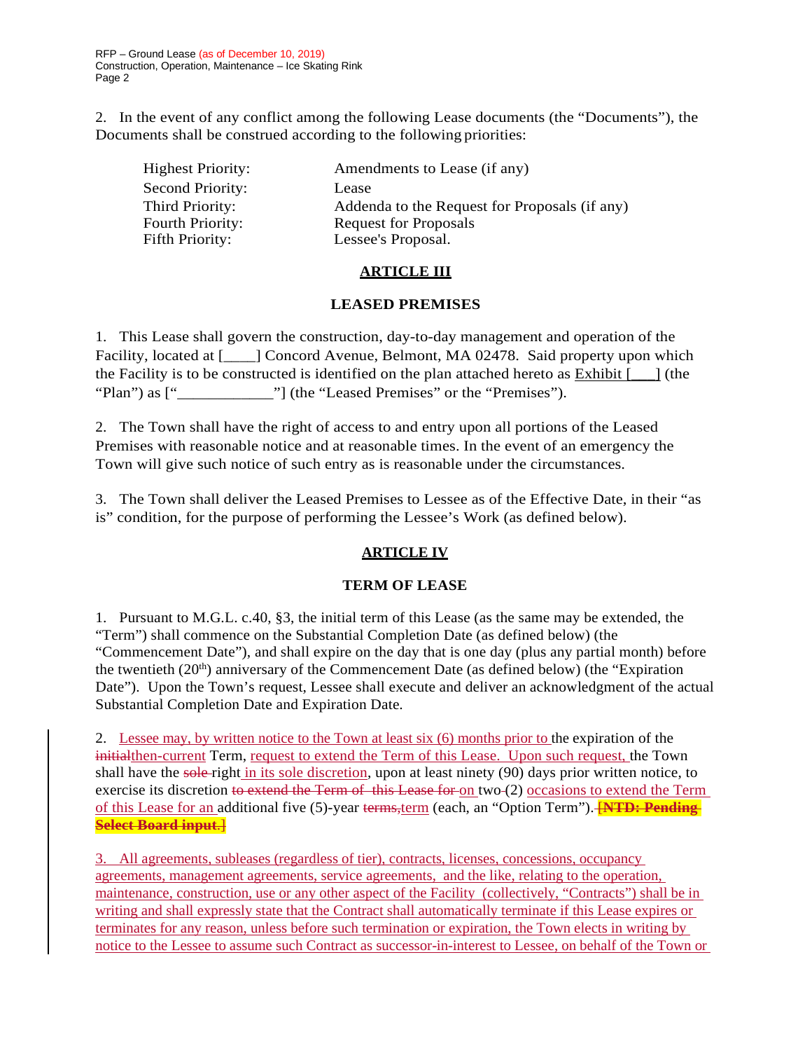2. In the event of any conflict among the following Lease documents (the "Documents"), the Documents shall be construed according to the following priorities:

| | |
|---|---|
| Highest Priority: | Amendments to Lease (if any) |
| Second Priority: | Lease |
| Third Priority: | Addenda to the Request for Proposals (if any) |
| Fourth Priority: | Request for Proposals |
| Fifth Priority: | Lessee's Proposal. |

## ARTICLE III

## LEASED PREMISES

1. This Lease shall govern the construction, day-to-day management and operation of the Facility, located at [____] Concord Avenue, Belmont, MA 02478. Said property upon which the Facility is to be constructed is identified on the plan attached hereto as Exhibit [___] (the "Plan") as ["____________"] (the "Leased Premises" or the "Premises").

2. The Town shall have the right of access to and entry upon all portions of the Leased Premises with reasonable notice and at reasonable times. In the event of an emergency the Town will give such notice of such entry as is reasonable under the circumstances.

3. The Town shall deliver the Leased Premises to Lessee as of the Effective Date, in their "as is" condition, for the purpose of performing the Lessee's Work (as defined below).

## ARTICLE IV

## TERM OF LEASE

1. Pursuant to M.G.L. c.40, §3, the initial term of this Lease (as the same may be extended, the "Term") shall commence on the Substantial Completion Date (as defined below) (the "Commencement Date"), and shall expire on the day that is one day (plus any partial month) before the twentieth (20th) anniversary of the Commencement Date (as defined below) (the "Expiration Date"). Upon the Town's request, Lessee shall execute and deliver an acknowledgment of the actual Substantial Completion Date and Expiration Date.

2. Lessee may, by written notice to the Town at least six (6) months prior to the expiration of the ~~initial~~then-current Term, request to extend the Term of this Lease. Upon such request, the Town shall have the ~~sole~~ right in its sole discretion, upon at least ninety (90) days prior written notice, to exercise its discretion ~~to extend the Term of this Lease for~~ on two (2) occasions to extend the Term of this Lease for an additional five (5)-year ~~terms,~~term (each, an "Option Term"). ~~**[NTD: Pending Select Board input.**~~]

3. All agreements, subleases (regardless of tier), contracts, licenses, concessions, occupancy agreements, management agreements, service agreements, and the like, relating to the operation, maintenance, construction, use or any other aspect of the Facility (collectively, "Contracts") shall be in writing and shall expressly state that the Contract shall automatically terminate if this Lease expires or terminates for any reason, unless before such termination or expiration, the Town elects in writing by notice to the Lessee to assume such Contract as successor-in-interest to Lessee, on behalf of the Town or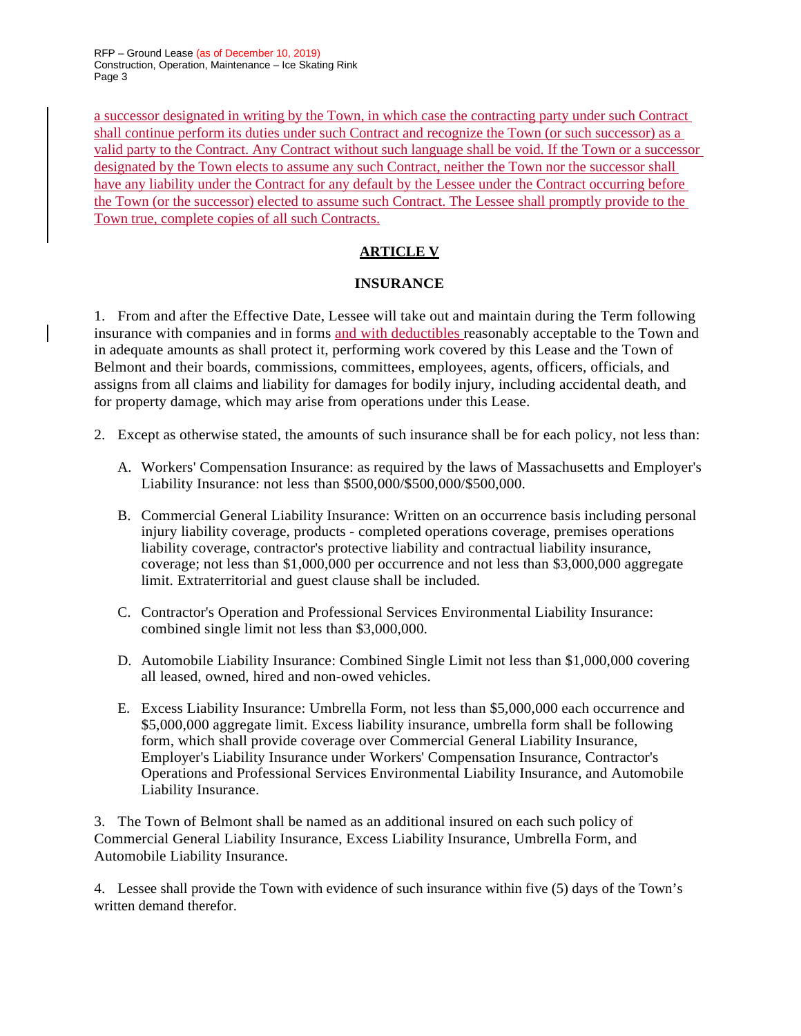a successor designated in writing by the Town, in which case the contracting party under such Contract shall continue perform its duties under such Contract and recognize the Town (or such successor) as a valid party to the Contract. Any Contract without such language shall be void. If the Town or a successor designated by the Town elects to assume any such Contract, neither the Town nor the successor shall have any liability under the Contract for any default by the Lessee under the Contract occurring before the Town (or the successor) elected to assume such Contract. The Lessee shall promptly provide to the Town true, complete copies of all such Contracts.

## ARTICLE V

## INSURANCE

1. From and after the Effective Date, Lessee will take out and maintain during the Term following insurance with companies and in forms and with deductibles reasonably acceptable to the Town and in adequate amounts as shall protect it, performing work covered by this Lease and the Town of Belmont and their boards, commissions, committees, employees, agents, officers, officials, and assigns from all claims and liability for damages for bodily injury, including accidental death, and for property damage, which may arise from operations under this Lease.

2. Except as otherwise stated, the amounts of such insurance shall be for each policy, not less than:

   A. Workers' Compensation Insurance: as required by the laws of Massachusetts and Employer's Liability Insurance: not less than $500,000/$500,000/$500,000.

   B. Commercial General Liability Insurance: Written on an occurrence basis including personal injury liability coverage, products - completed operations coverage, premises operations liability coverage, contractor's protective liability and contractual liability insurance, coverage; not less than $1,000,000 per occurrence and not less than $3,000,000 aggregate limit. Extraterritorial and guest clause shall be included.

   C. Contractor's Operation and Professional Services Environmental Liability Insurance: combined single limit not less than $3,000,000.

   D. Automobile Liability Insurance: Combined Single Limit not less than $1,000,000 covering all leased, owned, hired and non-owed vehicles.

   E. Excess Liability Insurance: Umbrella Form, not less than $5,000,000 each occurrence and $5,000,000 aggregate limit. Excess liability insurance, umbrella form shall be following form, which shall provide coverage over Commercial General Liability Insurance, Employer's Liability Insurance under Workers' Compensation Insurance, Contractor's Operations and Professional Services Environmental Liability Insurance, and Automobile Liability Insurance.

3. The Town of Belmont shall be named as an additional insured on each such policy of Commercial General Liability Insurance, Excess Liability Insurance, Umbrella Form, and Automobile Liability Insurance.

4. Lessee shall provide the Town with evidence of such insurance within five (5) days of the Town's written demand therefor.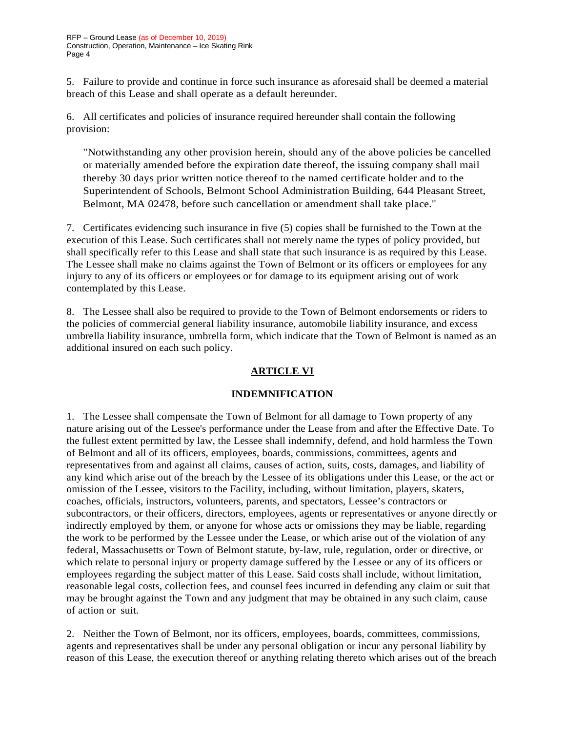5. Failure to provide and continue in force such insurance as aforesaid shall be deemed a material breach of this Lease and shall operate as a default hereunder.

6. All certificates and policies of insurance required hereunder shall contain the following provision:

> "Notwithstanding any other provision herein, should any of the above policies be cancelled or materially amended before the expiration date thereof, the issuing company shall mail thereby 30 days prior written notice thereof to the named certificate holder and to the Superintendent of Schools, Belmont School Administration Building, 644 Pleasant Street, Belmont, MA 02478, before such cancellation or amendment shall take place."

7. Certificates evidencing such insurance in five (5) copies shall be furnished to the Town at the execution of this Lease. Such certificates shall not merely name the types of policy provided, but shall specifically refer to this Lease and shall state that such insurance is as required by this Lease. The Lessee shall make no claims against the Town of Belmont or its officers or employees for any injury to any of its officers or employees or for damage to its equipment arising out of work contemplated by this Lease.

8. The Lessee shall also be required to provide to the Town of Belmont endorsements or riders to the policies of commercial general liability insurance, automobile liability insurance, and excess umbrella liability insurance, umbrella form, which indicate that the Town of Belmont is named as an additional insured on each such policy.

## ARTICLE VI

## INDEMNIFICATION

1. The Lessee shall compensate the Town of Belmont for all damage to Town property of any nature arising out of the Lessee's performance under the Lease from and after the Effective Date. To the fullest extent permitted by law, the Lessee shall indemnify, defend, and hold harmless the Town of Belmont and all of its officers, employees, boards, commissions, committees, agents and representatives from and against all claims, causes of action, suits, costs, damages, and liability of any kind which arise out of the breach by the Lessee of its obligations under this Lease, or the act or omission of the Lessee, visitors to the Facility, including, without limitation, players, skaters, coaches, officials, instructors, volunteers, parents, and spectators, Lessee's contractors or subcontractors, or their officers, directors, employees, agents or representatives or anyone directly or indirectly employed by them, or anyone for whose acts or omissions they may be liable, regarding the work to be performed by the Lessee under the Lease, or which arise out of the violation of any federal, Massachusetts or Town of Belmont statute, by-law, rule, regulation, order or directive, or which relate to personal injury or property damage suffered by the Lessee or any of its officers or employees regarding the subject matter of this Lease. Said costs shall include, without limitation, reasonable legal costs, collection fees, and counsel fees incurred in defending any claim or suit that may be brought against the Town and any judgment that may be obtained in any such claim, cause of action or suit.

2. Neither the Town of Belmont, nor its officers, employees, boards, committees, commissions, agents and representatives shall be under any personal obligation or incur any personal liability by reason of this Lease, the execution thereof or anything relating thereto which arises out of the breach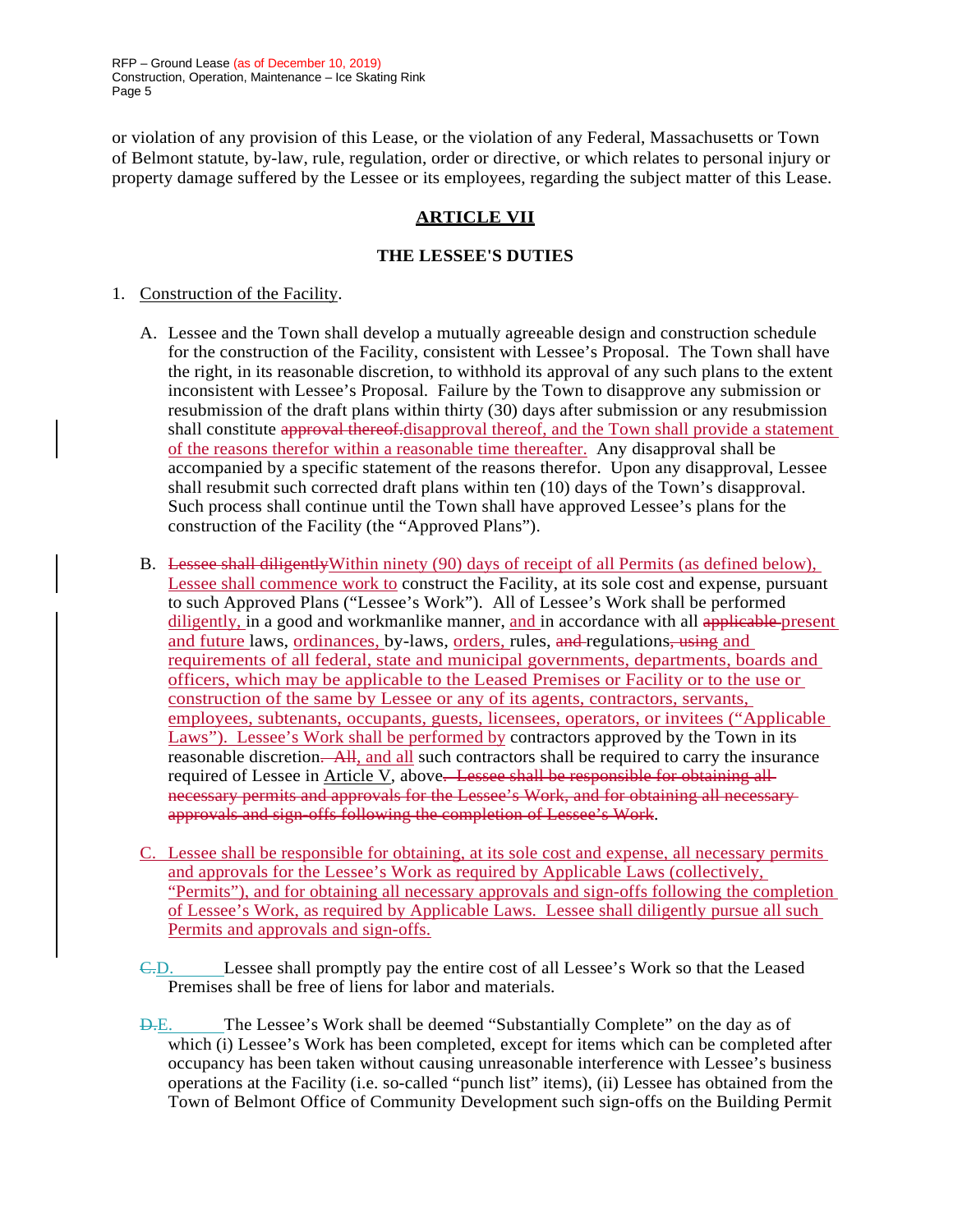or violation of any provision of this Lease, or the violation of any Federal, Massachusetts or Town of Belmont statute, by-law, rule, regulation, order or directive, or which relates to personal injury or property damage suffered by the Lessee or its employees, regarding the subject matter of this Lease.

## ARTICLE VII

### THE LESSEE'S DUTIES

1. Construction of the Facility.

   A. Lessee and the Town shall develop a mutually agreeable design and construction schedule for the construction of the Facility, consistent with Lessee's Proposal. The Town shall have the right, in its reasonable discretion, to withhold its approval of any such plans to the extent inconsistent with Lessee's Proposal. Failure by the Town to disapprove any submission or resubmission of the draft plans within thirty (30) days after submission or any resubmission shall constitute ~~approval thereof.~~disapproval thereof, and the Town shall provide a statement of the reasons therefor within a reasonable time thereafter. Any disapproval shall be accompanied by a specific statement of the reasons therefor. Upon any disapproval, Lessee shall resubmit such corrected draft plans within ten (10) days of the Town's disapproval. Such process shall continue until the Town shall have approved Lessee's plans for the construction of the Facility (the "Approved Plans").

   B. ~~Lessee shall diligently~~Within ninety (90) days of receipt of all Permits (as defined below), Lessee shall commence work to construct the Facility, at its sole cost and expense, pursuant to such Approved Plans ("Lessee's Work"). All of Lessee's Work shall be performed diligently, in a good and workmanlike manner, and in accordance with all ~~applicable~~ present and future laws, ordinances, by-laws, orders, rules, ~~and~~ regulations~~, using~~ and requirements of all federal, state and municipal governments, departments, boards and officers, which may be applicable to the Leased Premises or Facility or to the use or construction of the same by Lessee or any of its agents, contractors, servants, employees, subtenants, occupants, guests, licensees, operators, or invitees ("Applicable Laws"). Lessee's Work shall be performed by contractors approved by the Town in its reasonable discretion~~. All~~, and all such contractors shall be required to carry the insurance required of Lessee in Article V, above~~. Lessee shall be responsible for obtaining all necessary permits and approvals for the Lessee's Work, and for obtaining all necessary approvals and sign-offs following the completion of Lessee's Work~~.

   C. Lessee shall be responsible for obtaining, at its sole cost and expense, all necessary permits and approvals for the Lessee's Work as required by Applicable Laws (collectively, "Permits"), and for obtaining all necessary approvals and sign-offs following the completion of Lessee's Work, as required by Applicable Laws. Lessee shall diligently pursue all such Permits and approvals and sign-offs.

   ~~C.~~D. Lessee shall promptly pay the entire cost of all Lessee's Work so that the Leased Premises shall be free of liens for labor and materials.

   ~~D.~~E. The Lessee's Work shall be deemed "Substantially Complete" on the day as of which (i) Lessee's Work has been completed, except for items which can be completed after occupancy has been taken without causing unreasonable interference with Lessee's business operations at the Facility (i.e. so-called "punch list" items), (ii) Lessee has obtained from the Town of Belmont Office of Community Development such sign-offs on the Building Permit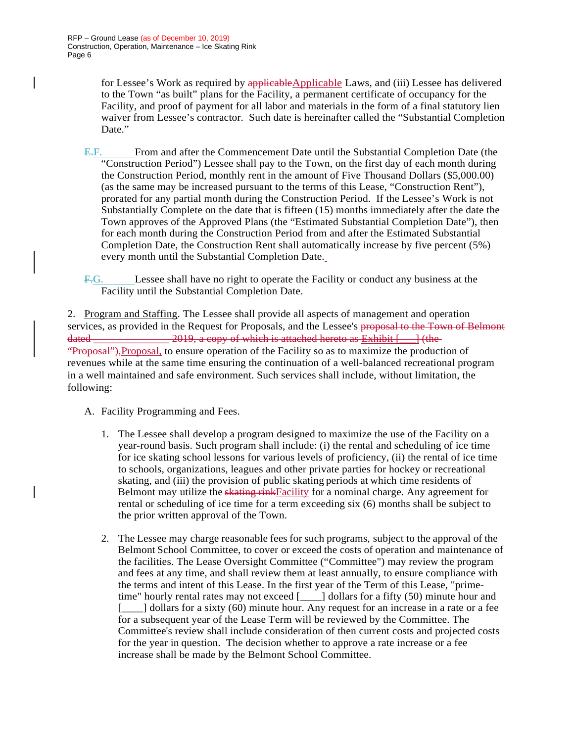for Lessee's Work as required by ~~applicable~~Applicable Laws, and (iii) Lessee has delivered to the Town "as built" plans for the Facility, a permanent certificate of occupancy for the Facility, and proof of payment for all labor and materials in the form of a final statutory lien waiver from Lessee's contractor. Such date is hereinafter called the "Substantial Completion Date."

~~E.~~F. From and after the Commencement Date until the Substantial Completion Date (the "Construction Period") Lessee shall pay to the Town, on the first day of each month during the Construction Period, monthly rent in the amount of Five Thousand Dollars ($5,000.00) (as the same may be increased pursuant to the terms of this Lease, "Construction Rent"), prorated for any partial month during the Construction Period. If the Lessee's Work is not Substantially Complete on the date that is fifteen (15) months immediately after the date the Town approves of the Approved Plans (the "Estimated Substantial Completion Date"), then for each month during the Construction Period from and after the Estimated Substantial Completion Date, the Construction Rent shall automatically increase by five percent (5%) every month until the Substantial Completion Date.

~~F.~~G. Lessee shall have no right to operate the Facility or conduct any business at the Facility until the Substantial Completion Date.

2. Program and Staffing. The Lessee shall provide all aspects of management and operation services, as provided in the Request for Proposals, and the Lessee's ~~proposal to the Town of Belmont dated ______________ 2019, a copy of which is attached hereto as Exhibit [___] (the "Proposal"),~~Proposal, to ensure operation of the Facility so as to maximize the production of revenues while at the same time ensuring the continuation of a well-balanced recreational program in a well maintained and safe environment. Such services shall include, without limitation, the following:

A. Facility Programming and Fees.

1. The Lessee shall develop a program designed to maximize the use of the Facility on a year-round basis. Such program shall include: (i) the rental and scheduling of ice time for ice skating school lessons for various levels of proficiency, (ii) the rental of ice time to schools, organizations, leagues and other private parties for hockey or recreational skating, and (iii) the provision of public skating periods at which time residents of Belmont may utilize the ~~skating rink~~Facility for a nominal charge. Any agreement for rental or scheduling of ice time for a term exceeding six (6) months shall be subject to the prior written approval of the Town.

2. The Lessee may charge reasonable fees for such programs, subject to the approval of the Belmont School Committee, to cover or exceed the costs of operation and maintenance of the facilities. The Lease Oversight Committee ("Committee") may review the program and fees at any time, and shall review them at least annually, to ensure compliance with the terms and intent of this Lease. In the first year of the Term of this Lease, "prime-time" hourly rental rates may not exceed [____] dollars for a fifty (50) minute hour and [____] dollars for a sixty (60) minute hour. Any request for an increase in a rate or a fee for a subsequent year of the Lease Term will be reviewed by the Committee. The Committee's review shall include consideration of then current costs and projected costs for the year in question. The decision whether to approve a rate increase or a fee increase shall be made by the Belmont School Committee.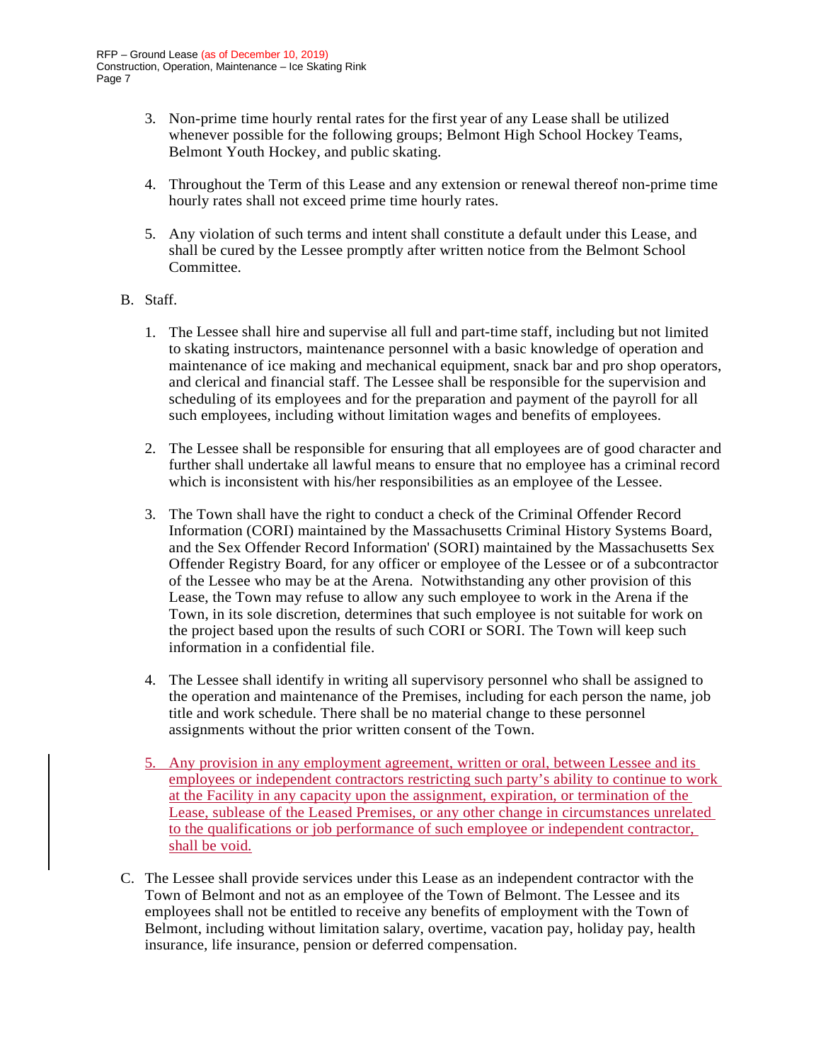3. Non-prime time hourly rental rates for the first year of any Lease shall be utilized whenever possible for the following groups; Belmont High School Hockey Teams, Belmont Youth Hockey, and public skating.

4. Throughout the Term of this Lease and any extension or renewal thereof non-prime time hourly rates shall not exceed prime time hourly rates.

5. Any violation of such terms and intent shall constitute a default under this Lease, and shall be cured by the Lessee promptly after written notice from the Belmont School Committee.

B. Staff.

1. The Lessee shall hire and supervise all full and part-time staff, including but not limited to skating instructors, maintenance personnel with a basic knowledge of operation and maintenance of ice making and mechanical equipment, snack bar and pro shop operators, and clerical and financial staff. The Lessee shall be responsible for the supervision and scheduling of its employees and for the preparation and payment of the payroll for all such employees, including without limitation wages and benefits of employees.

2. The Lessee shall be responsible for ensuring that all employees are of good character and further shall undertake all lawful means to ensure that no employee has a criminal record which is inconsistent with his/her responsibilities as an employee of the Lessee.

3. The Town shall have the right to conduct a check of the Criminal Offender Record Information (CORI) maintained by the Massachusetts Criminal History Systems Board, and the Sex Offender Record Information' (SORI) maintained by the Massachusetts Sex Offender Registry Board, for any officer or employee of the Lessee or of a subcontractor of the Lessee who may be at the Arena. Notwithstanding any other provision of this Lease, the Town may refuse to allow any such employee to work in the Arena if the Town, in its sole discretion, determines that such employee is not suitable for work on the project based upon the results of such CORI or SORI. The Town will keep such information in a confidential file.

4. The Lessee shall identify in writing all supervisory personnel who shall be assigned to the operation and maintenance of the Premises, including for each person the name, job title and work schedule. There shall be no material change to these personnel assignments without the prior written consent of the Town.

5. Any provision in any employment agreement, written or oral, between Lessee and its employees or independent contractors restricting such party's ability to continue to work at the Facility in any capacity upon the assignment, expiration, or termination of the Lease, sublease of the Leased Premises, or any other change in circumstances unrelated to the qualifications or job performance of such employee or independent contractor, shall be void.

C. The Lessee shall provide services under this Lease as an independent contractor with the Town of Belmont and not as an employee of the Town of Belmont. The Lessee and its employees shall not be entitled to receive any benefits of employment with the Town of Belmont, including without limitation salary, overtime, vacation pay, holiday pay, health insurance, life insurance, pension or deferred compensation.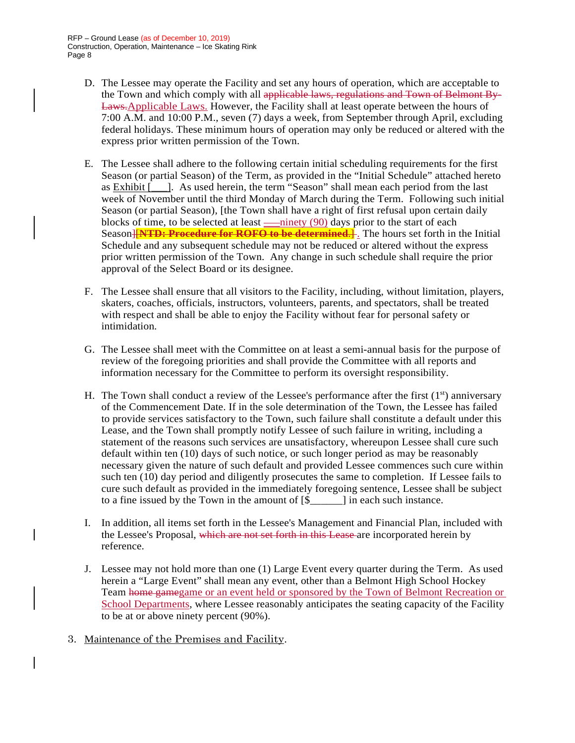D. The Lessee may operate the Facility and set any hours of operation, which are acceptable to the Town and which comply with all ~~applicable laws, regulations and Town of Belmont By-Laws.~~Applicable Laws. However, the Facility shall at least operate between the hours of 7:00 A.M. and 10:00 P.M., seven (7) days a week, from September through April, excluding federal holidays. These minimum hours of operation may only be reduced or altered with the express prior written permission of the Town.

E. The Lessee shall adhere to the following certain initial scheduling requirements for the first Season (or partial Season) of the Term, as provided in the "Initial Schedule" attached hereto as Exhibit [___]. As used herein, the term "Season" shall mean each period from the last week of November until the third Monday of March during the Term. Following such initial Season (or partial Season), [the Town shall have a right of first refusal upon certain daily blocks of time, to be selected at least ~~___~~ninety (90) days prior to the start of each Season~~]~~~~[**NTD: Procedure for ROFO to be determined.**]~~. The hours set forth in the Initial Schedule and any subsequent schedule may not be reduced or altered without the express prior written permission of the Town. Any change in such schedule shall require the prior approval of the Select Board or its designee.

F. The Lessee shall ensure that all visitors to the Facility, including, without limitation, players, skaters, coaches, officials, instructors, volunteers, parents, and spectators, shall be treated with respect and shall be able to enjoy the Facility without fear for personal safety or intimidation.

G. The Lessee shall meet with the Committee on at least a semi-annual basis for the purpose of review of the foregoing priorities and shall provide the Committee with all reports and information necessary for the Committee to perform its oversight responsibility.

H. The Town shall conduct a review of the Lessee's performance after the first (1st) anniversary of the Commencement Date. If in the sole determination of the Town, the Lessee has failed to provide services satisfactory to the Town, such failure shall constitute a default under this Lease, and the Town shall promptly notify Lessee of such failure in writing, including a statement of the reasons such services are unsatisfactory, whereupon Lessee shall cure such default within ten (10) days of such notice, or such longer period as may be reasonably necessary given the nature of such default and provided Lessee commences such cure within such ten (10) day period and diligently prosecutes the same to completion. If Lessee fails to cure such default as provided in the immediately foregoing sentence, Lessee shall be subject to a fine issued by the Town in the amount of [$______] in each such instance.

I. In addition, all items set forth in the Lessee's Management and Financial Plan, included with the Lessee's Proposal, ~~which are not set forth in this Lease~~ are incorporated herein by reference.

J. Lessee may not hold more than one (1) Large Event every quarter during the Term. As used herein a "Large Event" shall mean any event, other than a Belmont High School Hockey Team ~~home game~~game or an event held or sponsored by the Town of Belmont Recreation or School Departments, where Lessee reasonably anticipates the seating capacity of the Facility to be at or above ninety percent (90%).

3. Maintenance of the Premises and Facility.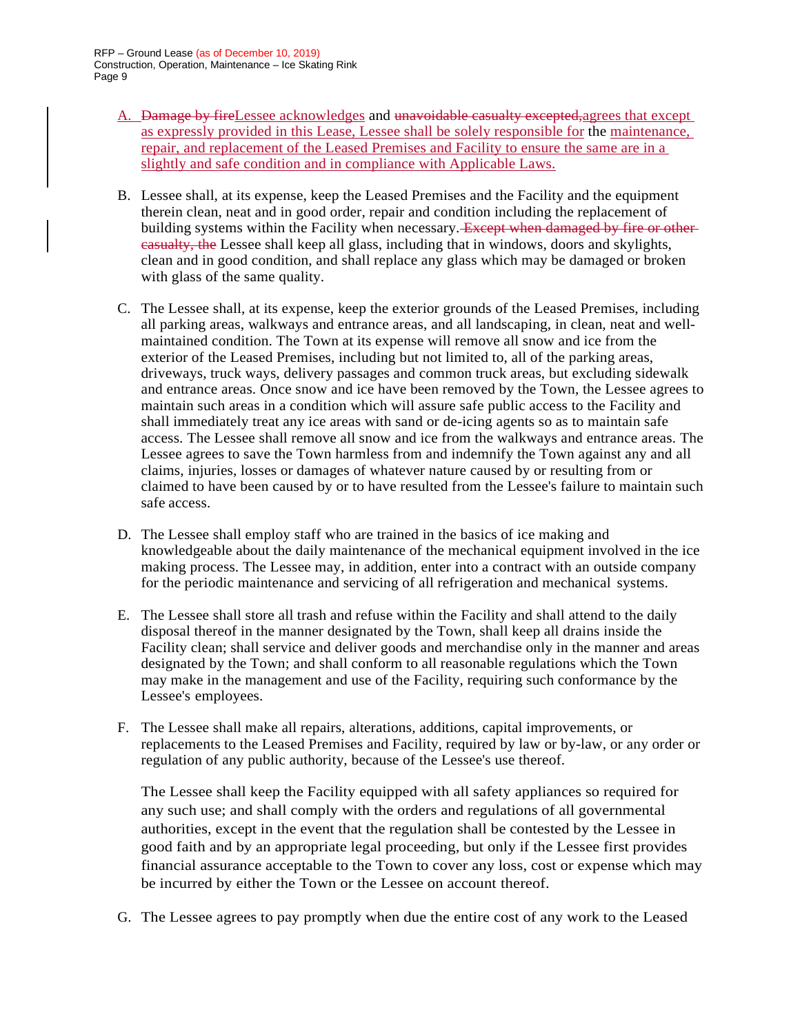A. ~~Damage by fire~~Lessee acknowledges and ~~unavoidable casualty excepted,~~agrees that except as expressly provided in this Lease, Lessee shall be solely responsible for the maintenance, repair, and replacement of the Leased Premises and Facility to ensure the same are in a slightly and safe condition and in compliance with Applicable Laws.

B. Lessee shall, at its expense, keep the Leased Premises and the Facility and the equipment therein clean, neat and in good order, repair and condition including the replacement of building systems within the Facility when necessary. ~~Except when damaged by fire or other casualty, the~~ Lessee shall keep all glass, including that in windows, doors and skylights, clean and in good condition, and shall replace any glass which may be damaged or broken with glass of the same quality.

C. The Lessee shall, at its expense, keep the exterior grounds of the Leased Premises, including all parking areas, walkways and entrance areas, and all landscaping, in clean, neat and well-maintained condition. The Town at its expense will remove all snow and ice from the exterior of the Leased Premises, including but not limited to, all of the parking areas, driveways, truck ways, delivery passages and common truck areas, but excluding sidewalk and entrance areas. Once snow and ice have been removed by the Town, the Lessee agrees to maintain such areas in a condition which will assure safe public access to the Facility and shall immediately treat any ice areas with sand or de-icing agents so as to maintain safe access. The Lessee shall remove all snow and ice from the walkways and entrance areas. The Lessee agrees to save the Town harmless from and indemnify the Town against any and all claims, injuries, losses or damages of whatever nature caused by or resulting from or claimed to have been caused by or to have resulted from the Lessee's failure to maintain such safe access.

D. The Lessee shall employ staff who are trained in the basics of ice making and knowledgeable about the daily maintenance of the mechanical equipment involved in the ice making process. The Lessee may, in addition, enter into a contract with an outside company for the periodic maintenance and servicing of all refrigeration and mechanical systems.

E. The Lessee shall store all trash and refuse within the Facility and shall attend to the daily disposal thereof in the manner designated by the Town, shall keep all drains inside the Facility clean; shall service and deliver goods and merchandise only in the manner and areas designated by the Town; and shall conform to all reasonable regulations which the Town may make in the management and use of the Facility, requiring such conformance by the Lessee's employees.

F. The Lessee shall make all repairs, alterations, additions, capital improvements, or replacements to the Leased Premises and Facility, required by law or by-law, or any order or regulation of any public authority, because of the Lessee's use thereof.

   The Lessee shall keep the Facility equipped with all safety appliances so required for any such use; and shall comply with the orders and regulations of all governmental authorities, except in the event that the regulation shall be contested by the Lessee in good faith and by an appropriate legal proceeding, but only if the Lessee first provides financial assurance acceptable to the Town to cover any loss, cost or expense which may be incurred by either the Town or the Lessee on account thereof.

G. The Lessee agrees to pay promptly when due the entire cost of any work to the Leased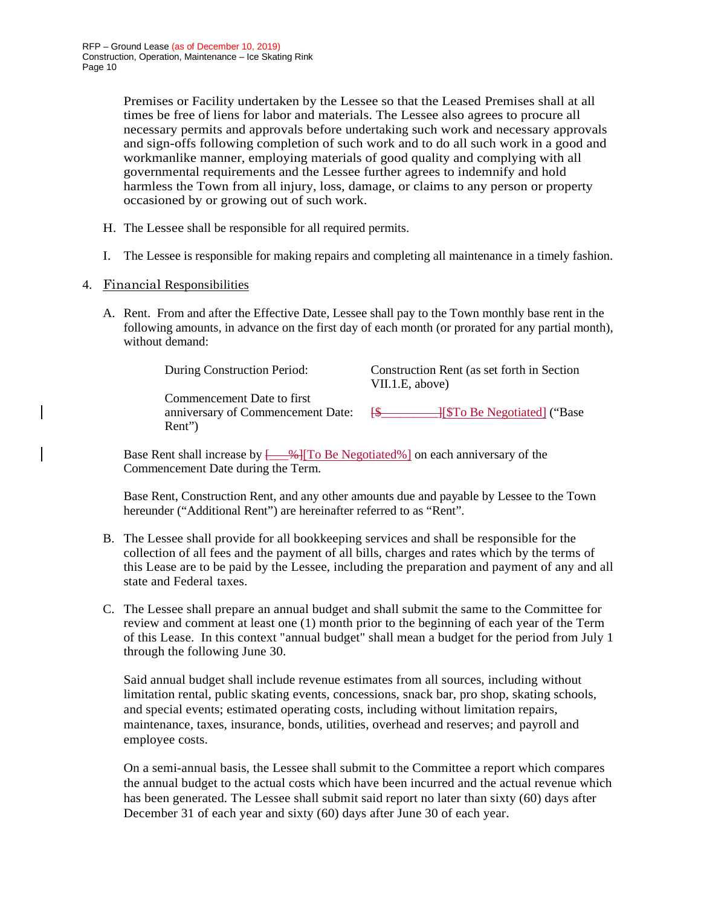Premises or Facility undertaken by the Lessee so that the Leased Premises shall at all times be free of liens for labor and materials. The Lessee also agrees to procure all necessary permits and approvals before undertaking such work and necessary approvals and sign-offs following completion of such work and to do all such work in a good and workmanlike manner, employing materials of good quality and complying with all governmental requirements and the Lessee further agrees to indemnify and hold harmless the Town from all injury, loss, damage, or claims to any person or property occasioned by or growing out of such work.

H. The Lessee shall be responsible for all required permits.

I. The Lessee is responsible for making repairs and completing all maintenance in a timely fashion.

4. <u>Financial Responsibilities</u>

A. Rent. From and after the Effective Date, Lessee shall pay to the Town monthly base rent in the following amounts, in advance on the first day of each month (or prorated for any partial month), without demand:

| | |
|---|---|
| During Construction Period: | Construction Rent (as set forth in Section VII.1.E, above) |
| Commencement Date to first anniversary of Commencement Date: | ~~[$__________]~~<u>[$To Be Negotiated]</u> ("Base Rent") |

Base Rent shall increase by ~~[___%]~~<u>[To Be Negotiated%]</u> on each anniversary of the Commencement Date during the Term.

Base Rent, Construction Rent, and any other amounts due and payable by Lessee to the Town hereunder ("Additional Rent") are hereinafter referred to as "Rent".

B. The Lessee shall provide for all bookkeeping services and shall be responsible for the collection of all fees and the payment of all bills, charges and rates which by the terms of this Lease are to be paid by the Lessee, including the preparation and payment of any and all state and Federal taxes.

C. The Lessee shall prepare an annual budget and shall submit the same to the Committee for review and comment at least one (1) month prior to the beginning of each year of the Term of this Lease. In this context "annual budget" shall mean a budget for the period from July 1 through the following June 30.

Said annual budget shall include revenue estimates from all sources, including without limitation rental, public skating events, concessions, snack bar, pro shop, skating schools, and special events; estimated operating costs, including without limitation repairs, maintenance, taxes, insurance, bonds, utilities, overhead and reserves; and payroll and employee costs.

On a semi-annual basis, the Lessee shall submit to the Committee a report which compares the annual budget to the actual costs which have been incurred and the actual revenue which has been generated. The Lessee shall submit said report no later than sixty (60) days after December 31 of each year and sixty (60) days after June 30 of each year.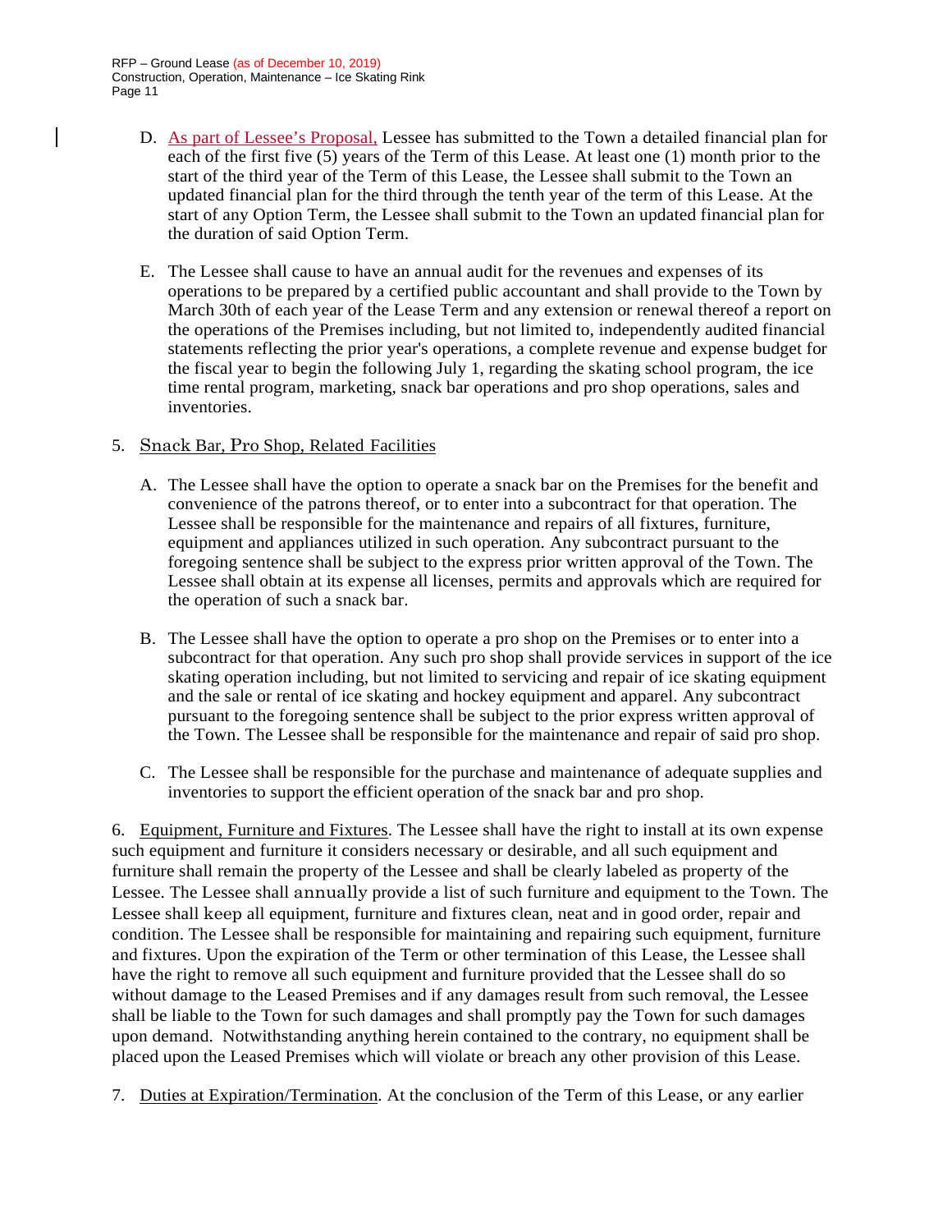D. As part of Lessee's Proposal, Lessee has submitted to the Town a detailed financial plan for each of the first five (5) years of the Term of this Lease. At least one (1) month prior to the start of the third year of the Term of this Lease, the Lessee shall submit to the Town an updated financial plan for the third through the tenth year of the term of this Lease. At the start of any Option Term, the Lessee shall submit to the Town an updated financial plan for the duration of said Option Term.

E. The Lessee shall cause to have an annual audit for the revenues and expenses of its operations to be prepared by a certified public accountant and shall provide to the Town by March 30th of each year of the Lease Term and any extension or renewal thereof a report on the operations of the Premises including, but not limited to, independently audited financial statements reflecting the prior year's operations, a complete revenue and expense budget for the fiscal year to begin the following July 1, regarding the skating school program, the ice time rental program, marketing, snack bar operations and pro shop operations, sales and inventories.

5. <u>Snack Bar, Pro Shop, Related Facilities</u>

A. The Lessee shall have the option to operate a snack bar on the Premises for the benefit and convenience of the patrons thereof, or to enter into a subcontract for that operation. The Lessee shall be responsible for the maintenance and repairs of all fixtures, furniture, equipment and appliances utilized in such operation. Any subcontract pursuant to the foregoing sentence shall be subject to the express prior written approval of the Town. The Lessee shall obtain at its expense all licenses, permits and approvals which are required for the operation of such a snack bar.

B. The Lessee shall have the option to operate a pro shop on the Premises or to enter into a subcontract for that operation. Any such pro shop shall provide services in support of the ice skating operation including, but not limited to servicing and repair of ice skating equipment and the sale or rental of ice skating and hockey equipment and apparel. Any subcontract pursuant to the foregoing sentence shall be subject to the prior express written approval of the Town. The Lessee shall be responsible for the maintenance and repair of said pro shop.

C. The Lessee shall be responsible for the purchase and maintenance of adequate supplies and inventories to support the efficient operation of the snack bar and pro shop.

6. <u>Equipment, Furniture and Fixtures</u>. The Lessee shall have the right to install at its own expense such equipment and furniture it considers necessary or desirable, and all such equipment and furniture shall remain the property of the Lessee and shall be clearly labeled as property of the Lessee. The Lessee shall annually provide a list of such furniture and equipment to the Town. The Lessee shall keep all equipment, furniture and fixtures clean, neat and in good order, repair and condition. The Lessee shall be responsible for maintaining and repairing such equipment, furniture and fixtures. Upon the expiration of the Term or other termination of this Lease, the Lessee shall have the right to remove all such equipment and furniture provided that the Lessee shall do so without damage to the Leased Premises and if any damages result from such removal, the Lessee shall be liable to the Town for such damages and shall promptly pay the Town for such damages upon demand. Notwithstanding anything herein contained to the contrary, no equipment shall be placed upon the Leased Premises which will violate or breach any other provision of this Lease.

7. <u>Duties at Expiration/Termination</u>. At the conclusion of the Term of this Lease, or any earlier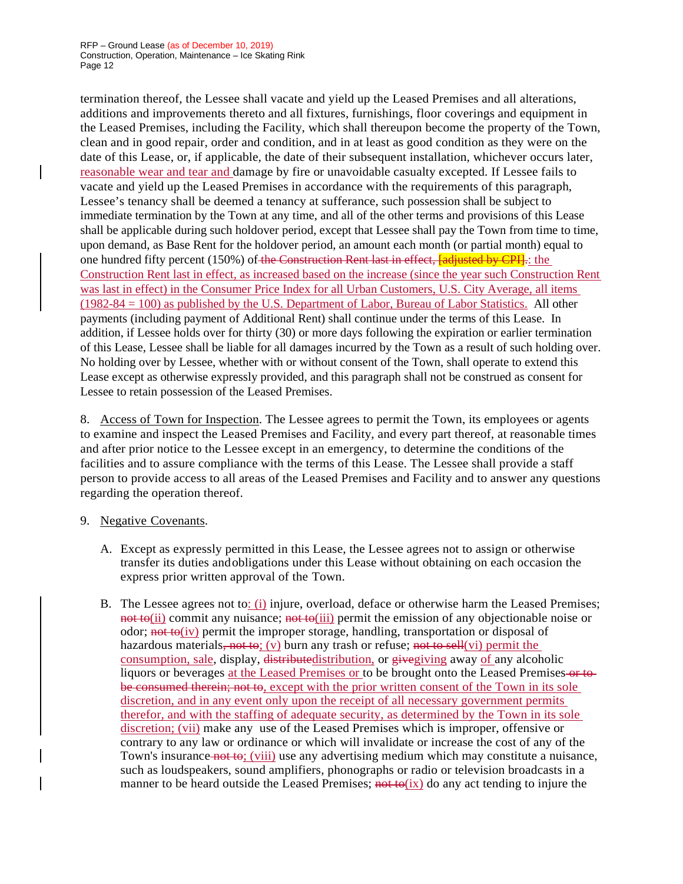termination thereof, the Lessee shall vacate and yield up the Leased Premises and all alterations, additions and improvements thereto and all fixtures, furnishings, floor coverings and equipment in the Leased Premises, including the Facility, which shall thereupon become the property of the Town, clean and in good repair, order and condition, and in at least as good condition as they were on the date of this Lease, or, if applicable, the date of their subsequent installation, whichever occurs later, reasonable wear and tear and damage by fire or unavoidable casualty excepted. If Lessee fails to vacate and yield up the Leased Premises in accordance with the requirements of this paragraph, Lessee's tenancy shall be deemed a tenancy at sufferance, such possession shall be subject to immediate termination by the Town at any time, and all of the other terms and provisions of this Lease shall be applicable during such holdover period, except that Lessee shall pay the Town from time to time, upon demand, as Base Rent for the holdover period, an amount each month (or partial month) equal to one hundred fifty percent (150%) of ~~the Construction Rent last in effect, [adjusted by CPI].~~: the Construction Rent last in effect, as increased based on the increase (since the year such Construction Rent was last in effect) in the Consumer Price Index for all Urban Customers, U.S. City Average, all items (1982-84 = 100) as published by the U.S. Department of Labor, Bureau of Labor Statistics. All other payments (including payment of Additional Rent) shall continue under the terms of this Lease. In addition, if Lessee holds over for thirty (30) or more days following the expiration or earlier termination of this Lease, Lessee shall be liable for all damages incurred by the Town as a result of such holding over. No holding over by Lessee, whether with or without consent of the Town, shall operate to extend this Lease except as otherwise expressly provided, and this paragraph shall not be construed as consent for Lessee to retain possession of the Leased Premises.

8. Access of Town for Inspection. The Lessee agrees to permit the Town, its employees or agents to examine and inspect the Leased Premises and Facility, and every part thereof, at reasonable times and after prior notice to the Lessee except in an emergency, to determine the conditions of the facilities and to assure compliance with the terms of this Lease. The Lessee shall provide a staff person to provide access to all areas of the Leased Premises and Facility and to answer any questions regarding the operation thereof.

9. Negative Covenants.

A. Except as expressly permitted in this Lease, the Lessee agrees not to assign or otherwise transfer its duties and obligations under this Lease without obtaining on each occasion the express prior written approval of the Town.

B. The Lessee agrees not to: (i) injure, overload, deface or otherwise harm the Leased Premises; ~~not to~~(ii) commit any nuisance; ~~not to~~(iii) permit the emission of any objectionable noise or odor; ~~not to~~(iv) permit the improper storage, handling, transportation or disposal of hazardous materials~~, not to~~; (v) burn any trash or refuse; ~~not to sell~~(vi) permit the consumption, sale, display, ~~distribute~~distribution, or ~~give~~giving away of any alcoholic liquors or beverages at the Leased Premises or to be brought onto the Leased Premises ~~or to be consumed therein; not to~~, except with the prior written consent of the Town in its sole discretion, and in any event only upon the receipt of all necessary government permits therefor, and with the staffing of adequate security, as determined by the Town in its sole discretion; (vii) make any use of the Leased Premises which is improper, offensive or contrary to any law or ordinance or which will invalidate or increase the cost of any of the Town's insurance ~~not to~~; (viii) use any advertising medium which may constitute a nuisance, such as loudspeakers, sound amplifiers, phonographs or radio or television broadcasts in a manner to be heard outside the Leased Premises; ~~not to~~(ix) do any act tending to injure the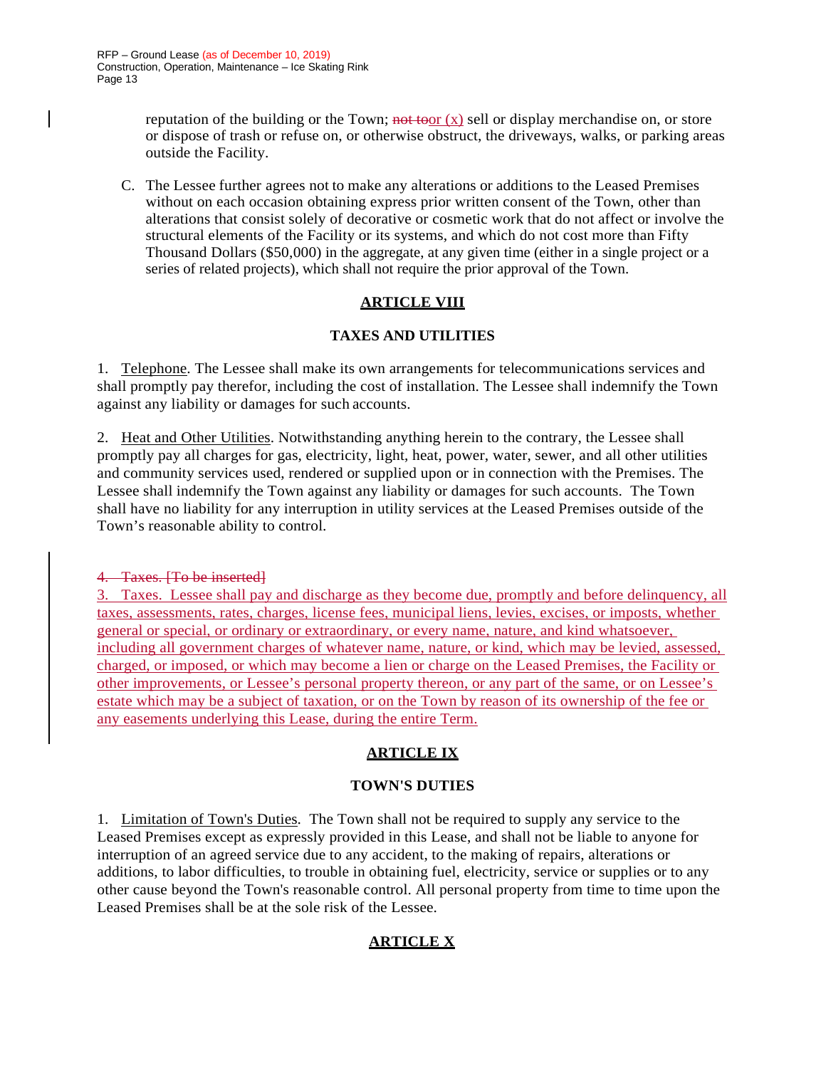reputation of the building or the Town; ~~not to~~or (x) sell or display merchandise on, or store or dispose of trash or refuse on, or otherwise obstruct, the driveways, walks, or parking areas outside the Facility.

C. The Lessee further agrees not to make any alterations or additions to the Leased Premises without on each occasion obtaining express prior written consent of the Town, other than alterations that consist solely of decorative or cosmetic work that do not affect or involve the structural elements of the Facility or its systems, and which do not cost more than Fifty Thousand Dollars ($50,000) in the aggregate, at any given time (either in a single project or a series of related projects), which shall not require the prior approval of the Town.

## ARTICLE VIII

### TAXES AND UTILITIES

1. Telephone. The Lessee shall make its own arrangements for telecommunications services and shall promptly pay therefor, including the cost of installation. The Lessee shall indemnify the Town against any liability or damages for such accounts.

2. Heat and Other Utilities. Notwithstanding anything herein to the contrary, the Lessee shall promptly pay all charges for gas, electricity, light, heat, power, water, sewer, and all other utilities and community services used, rendered or supplied upon or in connection with the Premises. The Lessee shall indemnify the Town against any liability or damages for such accounts. The Town shall have no liability for any interruption in utility services at the Leased Premises outside of the Town's reasonable ability to control.

~~4. Taxes. [To be inserted]~~

3. Taxes. Lessee shall pay and discharge as they become due, promptly and before delinquency, all taxes, assessments, rates, charges, license fees, municipal liens, levies, excises, or imposts, whether general or special, or ordinary or extraordinary, or every name, nature, and kind whatsoever, including all government charges of whatever name, nature, or kind, which may be levied, assessed, charged, or imposed, or which may become a lien or charge on the Leased Premises, the Facility or other improvements, or Lessee's personal property thereon, or any part of the same, or on Lessee's estate which may be a subject of taxation, or on the Town by reason of its ownership of the fee or any easements underlying this Lease, during the entire Term.

## ARTICLE IX

### TOWN'S DUTIES

1. Limitation of Town's Duties. The Town shall not be required to supply any service to the Leased Premises except as expressly provided in this Lease, and shall not be liable to anyone for interruption of an agreed service due to any accident, to the making of repairs, alterations or additions, to labor difficulties, to trouble in obtaining fuel, electricity, service or supplies or to any other cause beyond the Town's reasonable control. All personal property from time to time upon the Leased Premises shall be at the sole risk of the Lessee.

## ARTICLE X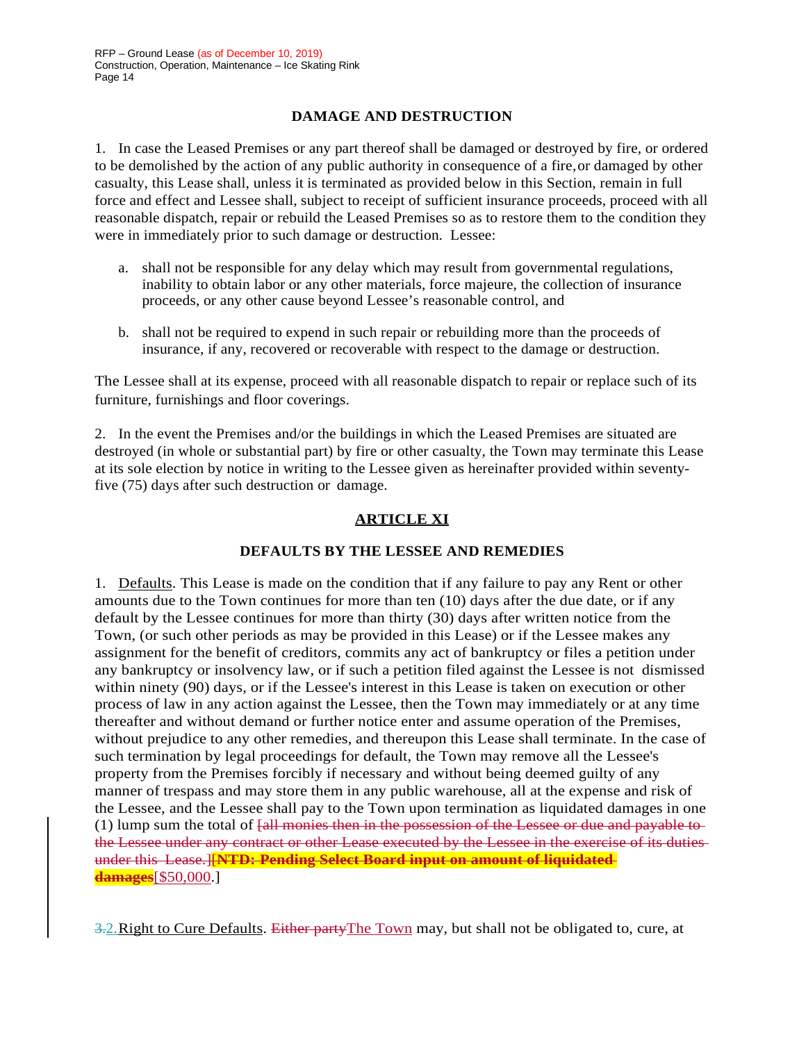## DAMAGE AND DESTRUCTION

1. In case the Leased Premises or any part thereof shall be damaged or destroyed by fire, or ordered to be demolished by the action of any public authority in consequence of a fire, or damaged by other casualty, this Lease shall, unless it is terminated as provided below in this Section, remain in full force and effect and Lessee shall, subject to receipt of sufficient insurance proceeds, proceed with all reasonable dispatch, repair or rebuild the Leased Premises so as to restore them to the condition they were in immediately prior to such damage or destruction. Lessee:

   a. shall not be responsible for any delay which may result from governmental regulations, inability to obtain labor or any other materials, force majeure, the collection of insurance proceeds, or any other cause beyond Lessee's reasonable control, and

   b. shall not be required to expend in such repair or rebuilding more than the proceeds of insurance, if any, recovered or recoverable with respect to the damage or destruction.

The Lessee shall at its expense, proceed with all reasonable dispatch to repair or replace such of its furniture, furnishings and floor coverings.

2. In the event the Premises and/or the buildings in which the Leased Premises are situated are destroyed (in whole or substantial part) by fire or other casualty, the Town may terminate this Lease at its sole election by notice in writing to the Lessee given as hereinafter provided within seventy-five (75) days after such destruction or damage.

## ARTICLE XI

### DEFAULTS BY THE LESSEE AND REMEDIES

1. Defaults. This Lease is made on the condition that if any failure to pay any Rent or other amounts due to the Town continues for more than ten (10) days after the due date, or if any default by the Lessee continues for more than thirty (30) days after written notice from the Town, (or such other periods as may be provided in this Lease) or if the Lessee makes any assignment for the benefit of creditors, commits any act of bankruptcy or files a petition under any bankruptcy or insolvency law, or if such a petition filed against the Lessee is not dismissed within ninety (90) days, or if the Lessee's interest in this Lease is taken on execution or other process of law in any action against the Lessee, then the Town may immediately or at any time thereafter and without demand or further notice enter and assume operation of the Premises, without prejudice to any other remedies, and thereupon this Lease shall terminate. In the case of such termination by legal proceedings for default, the Town may remove all the Lessee's property from the Premises forcibly if necessary and without being deemed guilty of any manner of trespass and may store them in any public warehouse, all at the expense and risk of the Lessee, and the Lessee shall pay to the Town upon termination as liquidated damages in one (1) lump sum the total of ~~[all monies then in the possession of the Lessee or due and payable to the Lessee under any contract or other Lease executed by the Lessee in the exercise of its duties under this Lease.]~~**~~[NTD: Pending Select Board input on amount of liquidated damages~~**[$50,000.]

~~3.~~2. Right to Cure Defaults. ~~Either party~~The Town may, but shall not be obligated to, cure, at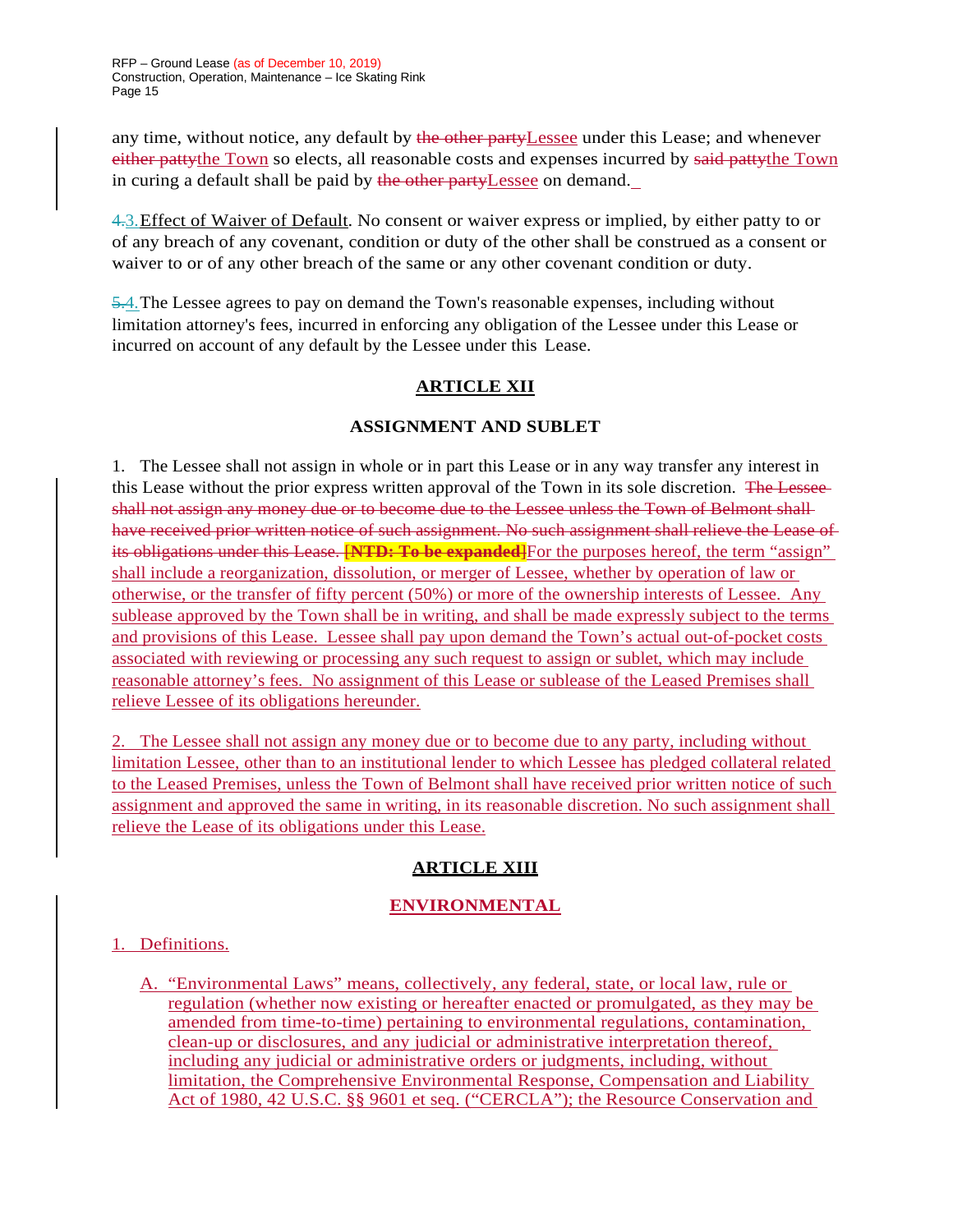any time, without notice, any default by ~~the other party~~Lessee under this Lease; and whenever ~~either patty~~the Town so elects, all reasonable costs and expenses incurred by ~~said patty~~the Town in curing a default shall be paid by ~~the other party~~Lessee on demand.

~~4.~~3. Effect of Waiver of Default. No consent or waiver express or implied, by either patty to or of any breach of any covenant, condition or duty of the other shall be construed as a consent or waiver to or of any other breach of the same or any other covenant condition or duty.

~~5.~~4. The Lessee agrees to pay on demand the Town's reasonable expenses, including without limitation attorney's fees, incurred in enforcing any obligation of the Lessee under this Lease or incurred on account of any default by the Lessee under this Lease.

## ARTICLE XII

## ASSIGNMENT AND SUBLET

1. The Lessee shall not assign in whole or in part this Lease or in any way transfer any interest in this Lease without the prior express written approval of the Town in its sole discretion. ~~The Lessee shall not assign any money due or to become due to the Lessee unless the Town of Belmont shall have received prior written notice of such assignment. No such assignment shall relieve the Lease of its obligations under this Lease.~~ ~~**[NTD: To be expanded]**~~For the purposes hereof, the term "assign" shall include a reorganization, dissolution, or merger of Lessee, whether by operation of law or otherwise, or the transfer of fifty percent (50%) or more of the ownership interests of Lessee. Any sublease approved by the Town shall be in writing, and shall be made expressly subject to the terms and provisions of this Lease. Lessee shall pay upon demand the Town's actual out-of-pocket costs associated with reviewing or processing any such request to assign or sublet, which may include reasonable attorney's fees. No assignment of this Lease or sublease of the Leased Premises shall relieve Lessee of its obligations hereunder.

2. The Lessee shall not assign any money due or to become due to any party, including without limitation Lessee, other than to an institutional lender to which Lessee has pledged collateral related to the Leased Premises, unless the Town of Belmont shall have received prior written notice of such assignment and approved the same in writing, in its reasonable discretion. No such assignment shall relieve the Lease of its obligations under this Lease.

## ARTICLE XIII

## ENVIRONMENTAL

1. Definitions.

   A. "Environmental Laws" means, collectively, any federal, state, or local law, rule or regulation (whether now existing or hereafter enacted or promulgated, as they may be amended from time-to-time) pertaining to environmental regulations, contamination, clean-up or disclosures, and any judicial or administrative interpretation thereof, including any judicial or administrative orders or judgments, including, without limitation, the Comprehensive Environmental Response, Compensation and Liability Act of 1980, 42 U.S.C. §§ 9601 et seq. ("CERCLA"); the Resource Conservation and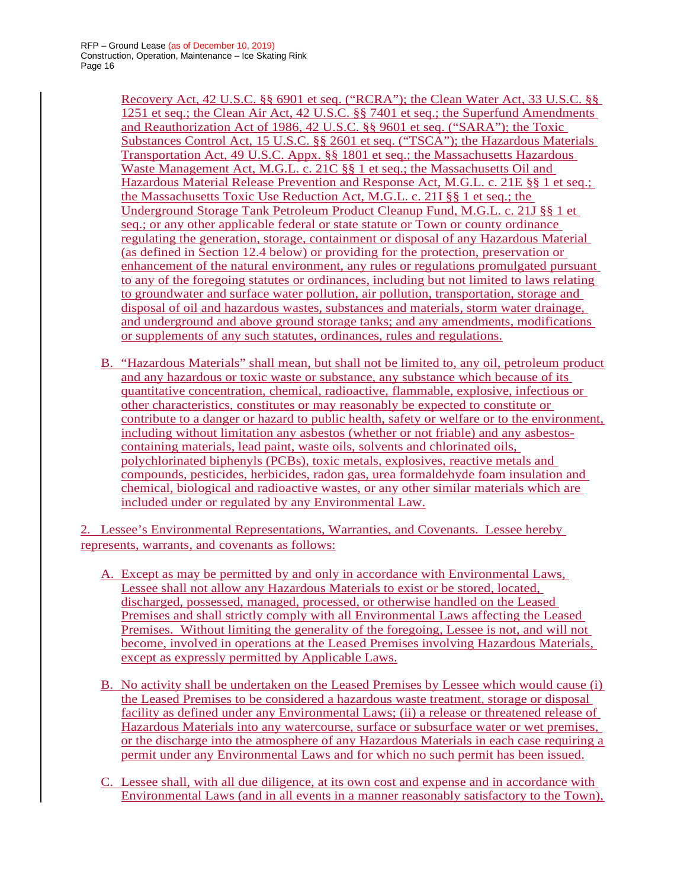Recovery Act, 42 U.S.C. §§ 6901 et seq. ("RCRA"); the Clean Water Act, 33 U.S.C. §§ 1251 et seq.; the Clean Air Act, 42 U.S.C. §§ 7401 et seq.; the Superfund Amendments and Reauthorization Act of 1986, 42 U.S.C. §§ 9601 et seq. ("SARA"); the Toxic Substances Control Act, 15 U.S.C. §§ 2601 et seq. ("TSCA"); the Hazardous Materials Transportation Act, 49 U.S.C. Appx. §§ 1801 et seq.; the Massachusetts Hazardous Waste Management Act, M.G.L. c. 21C §§ 1 et seq.; the Massachusetts Oil and Hazardous Material Release Prevention and Response Act, M.G.L. c. 21E §§ 1 et seq.; the Massachusetts Toxic Use Reduction Act, M.G.L. c. 21I §§ 1 et seq.; the Underground Storage Tank Petroleum Product Cleanup Fund, M.G.L. c. 21J §§ 1 et seq.; or any other applicable federal or state statute or Town or county ordinance regulating the generation, storage, containment or disposal of any Hazardous Material (as defined in Section 12.4 below) or providing for the protection, preservation or enhancement of the natural environment, any rules or regulations promulgated pursuant to any of the foregoing statutes or ordinances, including but not limited to laws relating to groundwater and surface water pollution, air pollution, transportation, storage and disposal of oil and hazardous wastes, substances and materials, storm water drainage, and underground and above ground storage tanks; and any amendments, modifications or supplements of any such statutes, ordinances, rules and regulations.

B. "Hazardous Materials" shall mean, but shall not be limited to, any oil, petroleum product and any hazardous or toxic waste or substance, any substance which because of its quantitative concentration, chemical, radioactive, flammable, explosive, infectious or other characteristics, constitutes or may reasonably be expected to constitute or contribute to a danger or hazard to public health, safety or welfare or to the environment, including without limitation any asbestos (whether or not friable) and any asbestos-containing materials, lead paint, waste oils, solvents and chlorinated oils, polychlorinated biphenyls (PCBs), toxic metals, explosives, reactive metals and compounds, pesticides, herbicides, radon gas, urea formaldehyde foam insulation and chemical, biological and radioactive wastes, or any other similar materials which are included under or regulated by any Environmental Law.

2. Lessee's Environmental Representations, Warranties, and Covenants. Lessee hereby represents, warrants, and covenants as follows:

A. Except as may be permitted by and only in accordance with Environmental Laws, Lessee shall not allow any Hazardous Materials to exist or be stored, located, discharged, possessed, managed, processed, or otherwise handled on the Leased Premises and shall strictly comply with all Environmental Laws affecting the Leased Premises. Without limiting the generality of the foregoing, Lessee is not, and will not become, involved in operations at the Leased Premises involving Hazardous Materials, except as expressly permitted by Applicable Laws.

B. No activity shall be undertaken on the Leased Premises by Lessee which would cause (i) the Leased Premises to be considered a hazardous waste treatment, storage or disposal facility as defined under any Environmental Laws; (ii) a release or threatened release of Hazardous Materials into any watercourse, surface or subsurface water or wet premises, or the discharge into the atmosphere of any Hazardous Materials in each case requiring a permit under any Environmental Laws and for which no such permit has been issued.

C. Lessee shall, with all due diligence, at its own cost and expense and in accordance with Environmental Laws (and in all events in a manner reasonably satisfactory to the Town),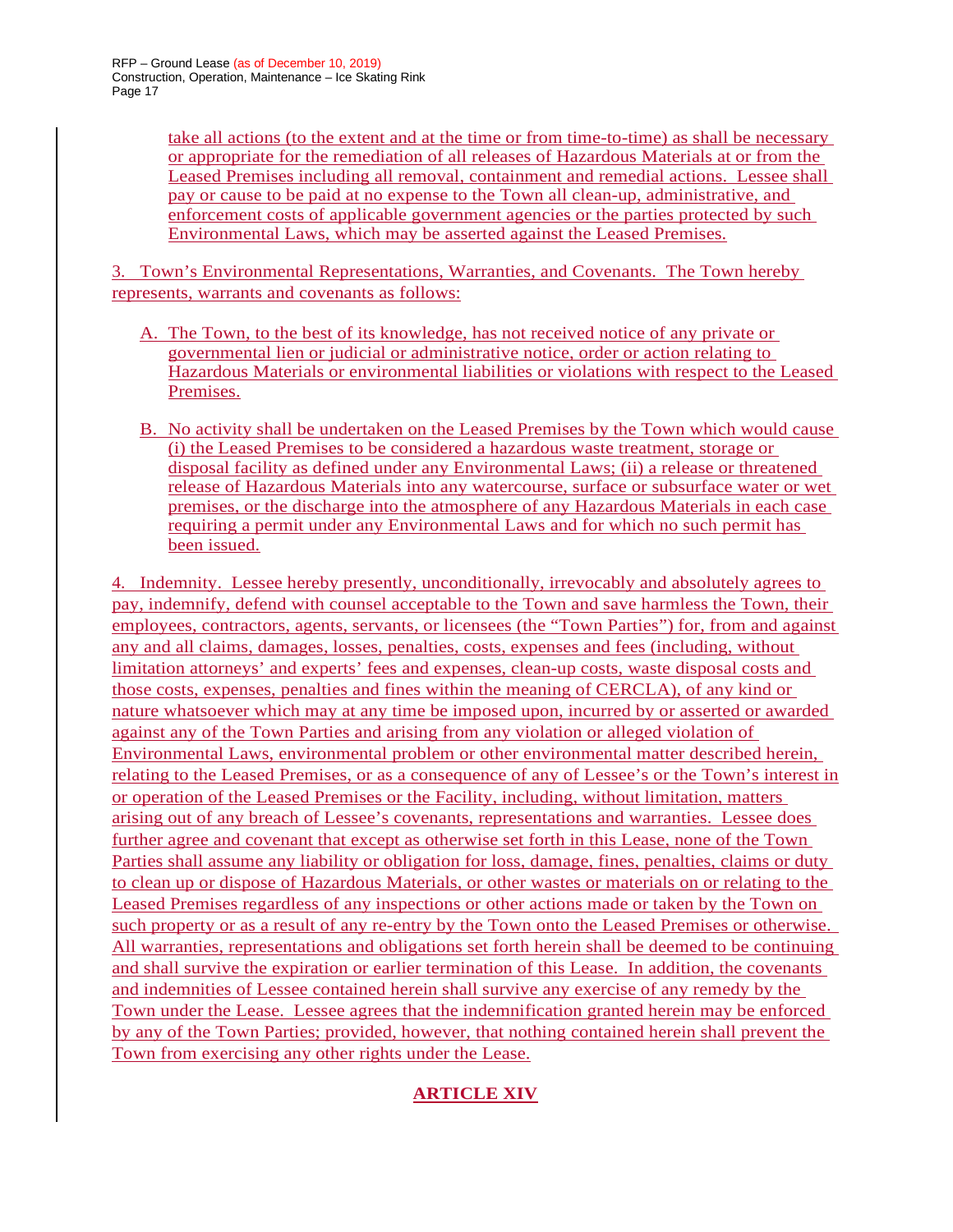take all actions (to the extent and at the time or from time-to-time) as shall be necessary or appropriate for the remediation of all releases of Hazardous Materials at or from the Leased Premises including all removal, containment and remedial actions. Lessee shall pay or cause to be paid at no expense to the Town all clean-up, administrative, and enforcement costs of applicable government agencies or the parties protected by such Environmental Laws, which may be asserted against the Leased Premises.

3. Town's Environmental Representations, Warranties, and Covenants. The Town hereby represents, warrants and covenants as follows:

A. The Town, to the best of its knowledge, has not received notice of any private or governmental lien or judicial or administrative notice, order or action relating to Hazardous Materials or environmental liabilities or violations with respect to the Leased Premises.

B. No activity shall be undertaken on the Leased Premises by the Town which would cause (i) the Leased Premises to be considered a hazardous waste treatment, storage or disposal facility as defined under any Environmental Laws; (ii) a release or threatened release of Hazardous Materials into any watercourse, surface or subsurface water or wet premises, or the discharge into the atmosphere of any Hazardous Materials in each case requiring a permit under any Environmental Laws and for which no such permit has been issued.

4. Indemnity. Lessee hereby presently, unconditionally, irrevocably and absolutely agrees to pay, indemnify, defend with counsel acceptable to the Town and save harmless the Town, their employees, contractors, agents, servants, or licensees (the "Town Parties") for, from and against any and all claims, damages, losses, penalties, costs, expenses and fees (including, without limitation attorneys' and experts' fees and expenses, clean-up costs, waste disposal costs and those costs, expenses, penalties and fines within the meaning of CERCLA), of any kind or nature whatsoever which may at any time be imposed upon, incurred by or asserted or awarded against any of the Town Parties and arising from any violation or alleged violation of Environmental Laws, environmental problem or other environmental matter described herein, relating to the Leased Premises, or as a consequence of any of Lessee's or the Town's interest in or operation of the Leased Premises or the Facility, including, without limitation, matters arising out of any breach of Lessee's covenants, representations and warranties. Lessee does further agree and covenant that except as otherwise set forth in this Lease, none of the Town Parties shall assume any liability or obligation for loss, damage, fines, penalties, claims or duty to clean up or dispose of Hazardous Materials, or other wastes or materials on or relating to the Leased Premises regardless of any inspections or other actions made or taken by the Town on such property or as a result of any re-entry by the Town onto the Leased Premises or otherwise. All warranties, representations and obligations set forth herein shall be deemed to be continuing and shall survive the expiration or earlier termination of this Lease. In addition, the covenants and indemnities of Lessee contained herein shall survive any exercise of any remedy by the Town under the Lease. Lessee agrees that the indemnification granted herein may be enforced by any of the Town Parties; provided, however, that nothing contained herein shall prevent the Town from exercising any other rights under the Lease.

## ARTICLE XIV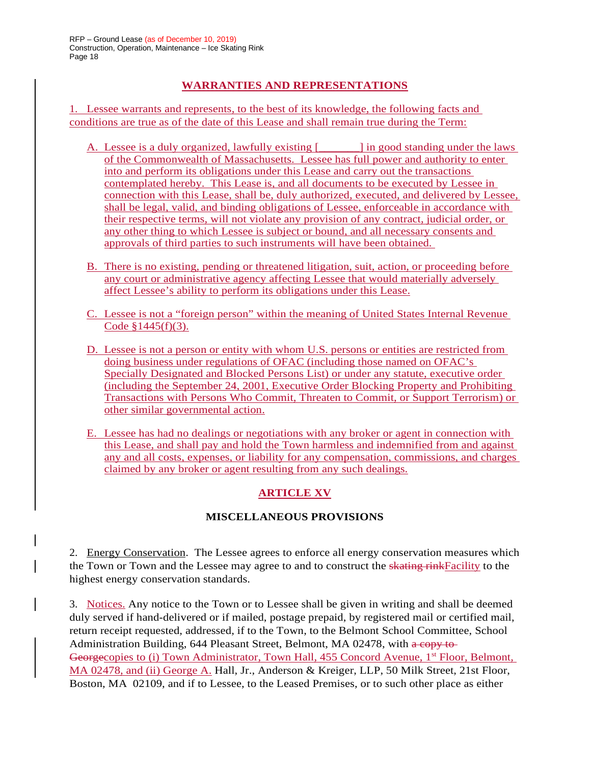## WARRANTIES AND REPRESENTATIONS

1. Lessee warrants and represents, to the best of its knowledge, the following facts and conditions are true as of the date of this Lease and shall remain true during the Term:

A. Lessee is a duly organized, lawfully existing [_______] in good standing under the laws of the Commonwealth of Massachusetts. Lessee has full power and authority to enter into and perform its obligations under this Lease and carry out the transactions contemplated hereby. This Lease is, and all documents to be executed by Lessee in connection with this Lease, shall be, duly authorized, executed, and delivered by Lessee, shall be legal, valid, and binding obligations of Lessee, enforceable in accordance with their respective terms, will not violate any provision of any contract, judicial order, or any other thing to which Lessee is subject or bound, and all necessary consents and approvals of third parties to such instruments will have been obtained.

B. There is no existing, pending or threatened litigation, suit, action, or proceeding before any court or administrative agency affecting Lessee that would materially adversely affect Lessee's ability to perform its obligations under this Lease.

C. Lessee is not a "foreign person" within the meaning of United States Internal Revenue Code §1445(f)(3).

D. Lessee is not a person or entity with whom U.S. persons or entities are restricted from doing business under regulations of OFAC (including those named on OFAC's Specially Designated and Blocked Persons List) or under any statute, executive order (including the September 24, 2001, Executive Order Blocking Property and Prohibiting Transactions with Persons Who Commit, Threaten to Commit, or Support Terrorism) or other similar governmental action.

E. Lessee has had no dealings or negotiations with any broker or agent in connection with this Lease, and shall pay and hold the Town harmless and indemnified from and against any and all costs, expenses, or liability for any compensation, commissions, and charges claimed by any broker or agent resulting from any such dealings.

## ARTICLE XV

## MISCELLANEOUS PROVISIONS

2. Energy Conservation. The Lessee agrees to enforce all energy conservation measures which the Town or Town and the Lessee may agree to and to construct the ~~skating rink~~Facility to the highest energy conservation standards.

3. Notices. Any notice to the Town or to Lessee shall be given in writing and shall be deemed duly served if hand-delivered or if mailed, postage prepaid, by registered mail or certified mail, return receipt requested, addressed, if to the Town, to the Belmont School Committee, School Administration Building, 644 Pleasant Street, Belmont, MA 02478, with ~~a copy to George~~copies to (i) Town Administrator, Town Hall, 455 Concord Avenue, 1st Floor, Belmont, MA 02478, and (ii) George A. Hall, Jr., Anderson & Kreiger, LLP, 50 Milk Street, 21st Floor, Boston, MA 02109, and if to Lessee, to the Leased Premises, or to such other place as either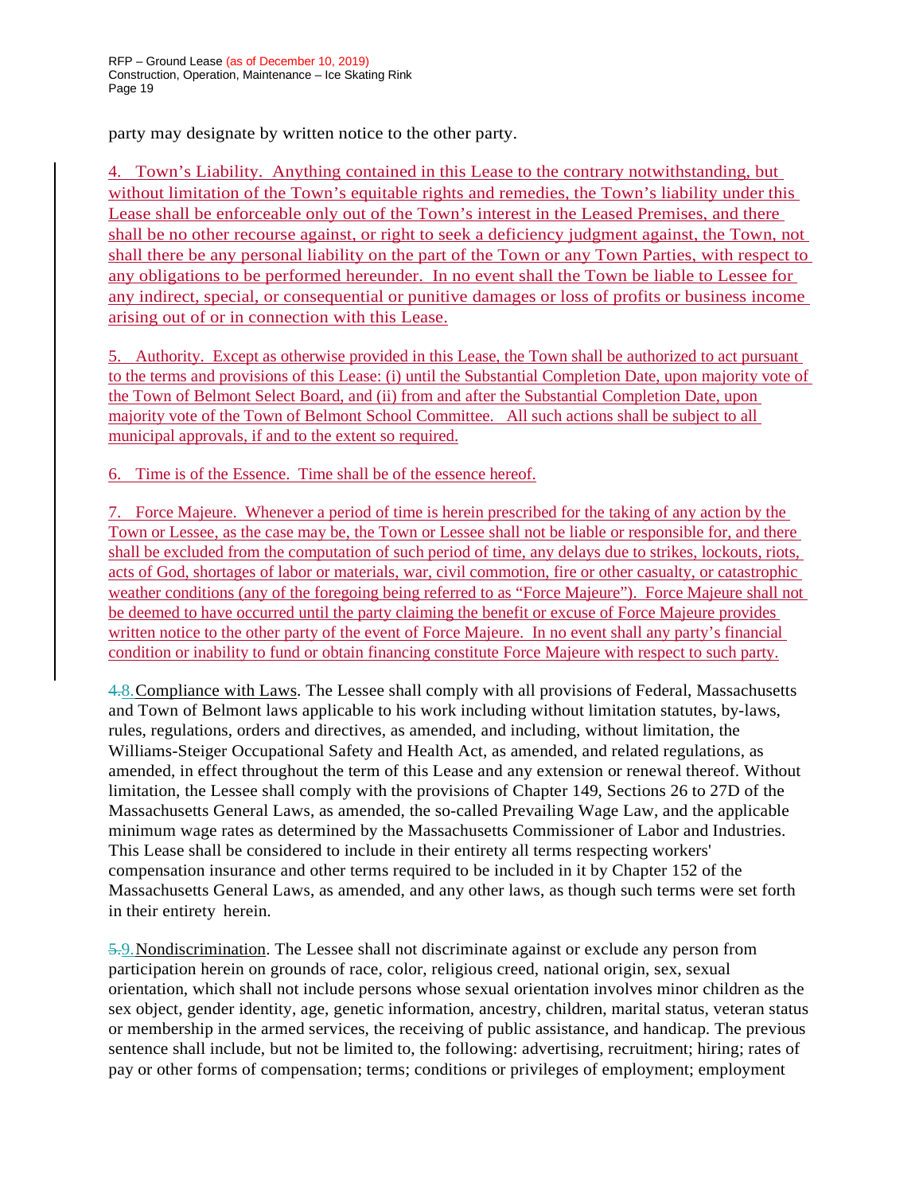party may designate by written notice to the other party.

4. Town's Liability. Anything contained in this Lease to the contrary notwithstanding, but without limitation of the Town's equitable rights and remedies, the Town's liability under this Lease shall be enforceable only out of the Town's interest in the Leased Premises, and there shall be no other recourse against, or right to seek a deficiency judgment against, the Town, not shall there be any personal liability on the part of the Town or any Town Parties, with respect to any obligations to be performed hereunder. In no event shall the Town be liable to Lessee for any indirect, special, or consequential or punitive damages or loss of profits or business income arising out of or in connection with this Lease.

5. Authority. Except as otherwise provided in this Lease, the Town shall be authorized to act pursuant to the terms and provisions of this Lease: (i) until the Substantial Completion Date, upon majority vote of the Town of Belmont Select Board, and (ii) from and after the Substantial Completion Date, upon majority vote of the Town of Belmont School Committee. All such actions shall be subject to all municipal approvals, if and to the extent so required.

6. Time is of the Essence. Time shall be of the essence hereof.

7. Force Majeure. Whenever a period of time is herein prescribed for the taking of any action by the Town or Lessee, as the case may be, the Town or Lessee shall not be liable or responsible for, and there shall be excluded from the computation of such period of time, any delays due to strikes, lockouts, riots, acts of God, shortages of labor or materials, war, civil commotion, fire or other casualty, or catastrophic weather conditions (any of the foregoing being referred to as "Force Majeure"). Force Majeure shall not be deemed to have occurred until the party claiming the benefit or excuse of Force Majeure provides written notice to the other party of the event of Force Majeure. In no event shall any party's financial condition or inability to fund or obtain financing constitute Force Majeure with respect to such party.

~~4.~~8. Compliance with Laws. The Lessee shall comply with all provisions of Federal, Massachusetts and Town of Belmont laws applicable to his work including without limitation statutes, by-laws, rules, regulations, orders and directives, as amended, and including, without limitation, the Williams-Steiger Occupational Safety and Health Act, as amended, and related regulations, as amended, in effect throughout the term of this Lease and any extension or renewal thereof. Without limitation, the Lessee shall comply with the provisions of Chapter 149, Sections 26 to 27D of the Massachusetts General Laws, as amended, the so-called Prevailing Wage Law, and the applicable minimum wage rates as determined by the Massachusetts Commissioner of Labor and Industries. This Lease shall be considered to include in their entirety all terms respecting workers' compensation insurance and other terms required to be included in it by Chapter 152 of the Massachusetts General Laws, as amended, and any other laws, as though such terms were set forth in their entirety herein.

~~5.~~9. Nondiscrimination. The Lessee shall not discriminate against or exclude any person from participation herein on grounds of race, color, religious creed, national origin, sex, sexual orientation, which shall not include persons whose sexual orientation involves minor children as the sex object, gender identity, age, genetic information, ancestry, children, marital status, veteran status or membership in the armed services, the receiving of public assistance, and handicap. The previous sentence shall include, but not be limited to, the following: advertising, recruitment; hiring; rates of pay or other forms of compensation; terms; conditions or privileges of employment; employment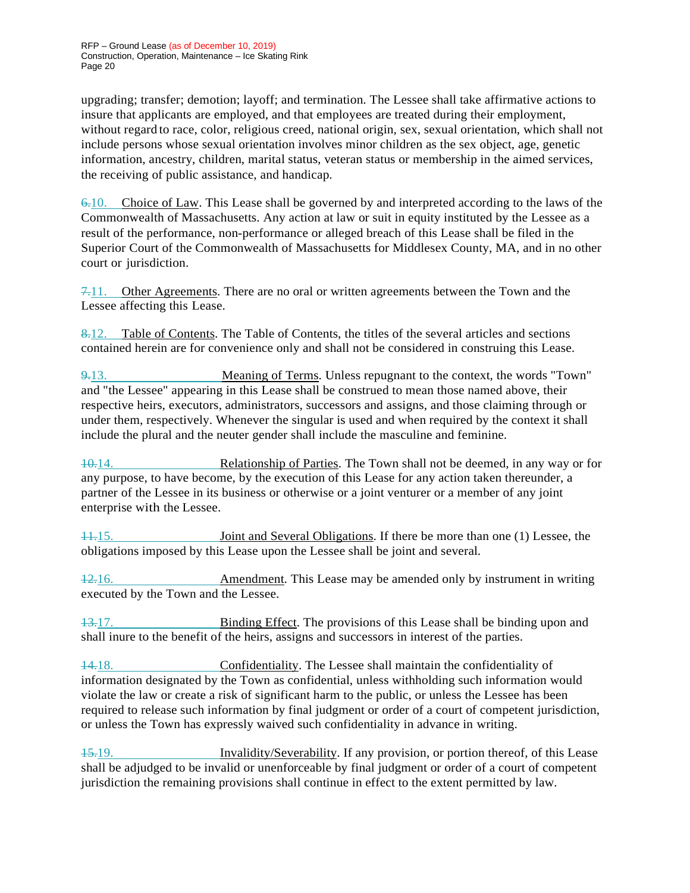upgrading; transfer; demotion; layoff; and termination. The Lessee shall take affirmative actions to insure that applicants are employed, and that employees are treated during their employment, without regard to race, color, religious creed, national origin, sex, sexual orientation, which shall not include persons whose sexual orientation involves minor children as the sex object, age, genetic information, ancestry, children, marital status, veteran status or membership in the aimed services, the receiving of public assistance, and handicap.

~~6.~~10. Choice of Law. This Lease shall be governed by and interpreted according to the laws of the Commonwealth of Massachusetts. Any action at law or suit in equity instituted by the Lessee as a result of the performance, non-performance or alleged breach of this Lease shall be filed in the Superior Court of the Commonwealth of Massachusetts for Middlesex County, MA, and in no other court or jurisdiction.

~~7.~~11. Other Agreements. There are no oral or written agreements between the Town and the Lessee affecting this Lease.

~~8.~~12. Table of Contents. The Table of Contents, the titles of the several articles and sections contained herein are for convenience only and shall not be considered in construing this Lease.

~~9.~~13. Meaning of Terms. Unless repugnant to the context, the words "Town" and "the Lessee" appearing in this Lease shall be construed to mean those named above, their respective heirs, executors, administrators, successors and assigns, and those claiming through or under them, respectively. Whenever the singular is used and when required by the context it shall include the plural and the neuter gender shall include the masculine and feminine.

~~10.~~14. Relationship of Parties. The Town shall not be deemed, in any way or for any purpose, to have become, by the execution of this Lease for any action taken thereunder, a partner of the Lessee in its business or otherwise or a joint venturer or a member of any joint enterprise with the Lessee.

~~11.~~15. Joint and Several Obligations. If there be more than one (1) Lessee, the obligations imposed by this Lease upon the Lessee shall be joint and several.

~~12.~~16. Amendment. This Lease may be amended only by instrument in writing executed by the Town and the Lessee.

~~13.~~17. Binding Effect. The provisions of this Lease shall be binding upon and shall inure to the benefit of the heirs, assigns and successors in interest of the parties.

~~14.~~18. Confidentiality. The Lessee shall maintain the confidentiality of information designated by the Town as confidential, unless withholding such information would violate the law or create a risk of significant harm to the public, or unless the Lessee has been required to release such information by final judgment or order of a court of competent jurisdiction, or unless the Town has expressly waived such confidentiality in advance in writing.

~~15.~~19. Invalidity/Severability. If any provision, or portion thereof, of this Lease shall be adjudged to be invalid or unenforceable by final judgment or order of a court of competent jurisdiction the remaining provisions shall continue in effect to the extent permitted by law.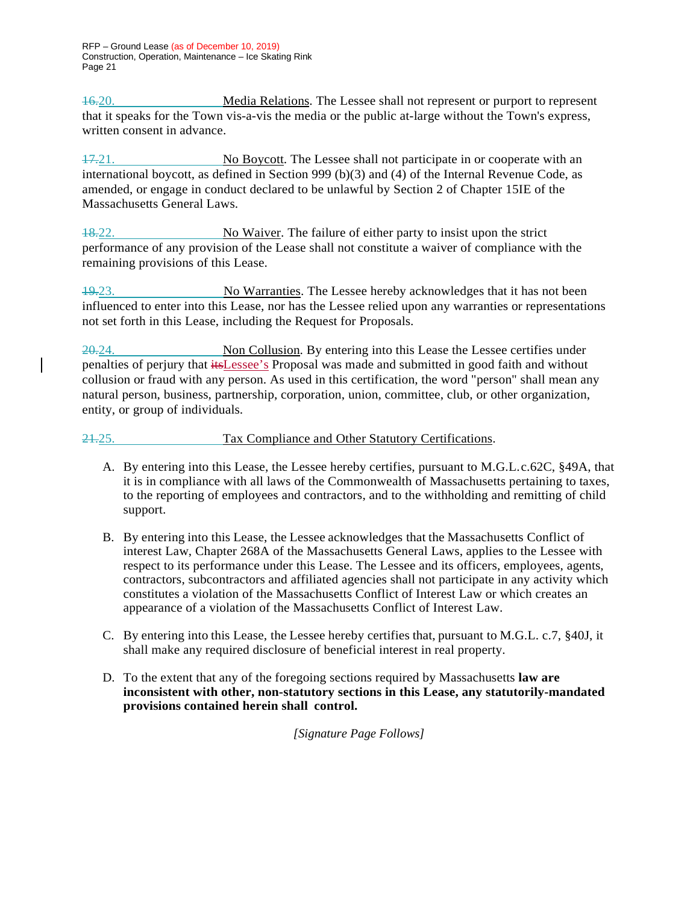~~16.~~20. Media Relations. The Lessee shall not represent or purport to represent that it speaks for the Town vis-a-vis the media or the public at-large without the Town's express, written consent in advance.

~~17.~~21. No Boycott. The Lessee shall not participate in or cooperate with an international boycott, as defined in Section 999 (b)(3) and (4) of the Internal Revenue Code, as amended, or engage in conduct declared to be unlawful by Section 2 of Chapter 15IE of the Massachusetts General Laws.

~~18.~~22. No Waiver. The failure of either party to insist upon the strict performance of any provision of the Lease shall not constitute a waiver of compliance with the remaining provisions of this Lease.

~~19.~~23. No Warranties. The Lessee hereby acknowledges that it has not been influenced to enter into this Lease, nor has the Lessee relied upon any warranties or representations not set forth in this Lease, including the Request for Proposals.

~~20.~~24. Non Collusion. By entering into this Lease the Lessee certifies under penalties of perjury that ~~its~~Lessee's Proposal was made and submitted in good faith and without collusion or fraud with any person. As used in this certification, the word "person" shall mean any natural person, business, partnership, corporation, union, committee, club, or other organization, entity, or group of individuals.

~~21.~~25. Tax Compliance and Other Statutory Certifications.

A. By entering into this Lease, the Lessee hereby certifies, pursuant to M.G.L.c.62C, §49A, that it is in compliance with all laws of the Commonwealth of Massachusetts pertaining to taxes, to the reporting of employees and contractors, and to the withholding and remitting of child support.

B. By entering into this Lease, the Lessee acknowledges that the Massachusetts Conflict of interest Law, Chapter 268A of the Massachusetts General Laws, applies to the Lessee with respect to its performance under this Lease. The Lessee and its officers, employees, agents, contractors, subcontractors and affiliated agencies shall not participate in any activity which constitutes a violation of the Massachusetts Conflict of Interest Law or which creates an appearance of a violation of the Massachusetts Conflict of Interest Law.

C. By entering into this Lease, the Lessee hereby certifies that, pursuant to M.G.L. c.7, §40J, it shall make any required disclosure of beneficial interest in real property.

D. To the extent that any of the foregoing sections required by Massachusetts **law are inconsistent with other, non-statutory sections in this Lease, any statutorily-mandated provisions contained herein shall control.**

*[Signature Page Follows]*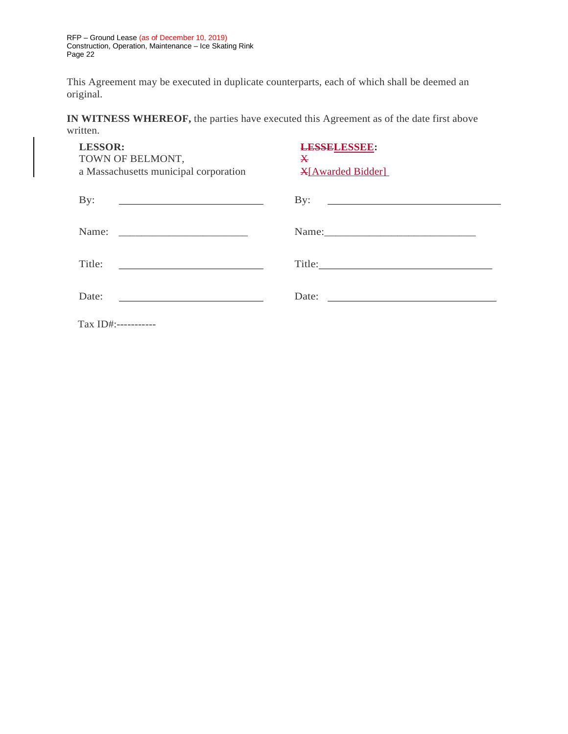This Agreement may be executed in duplicate counterparts, each of which shall be deemed an original.

**IN WITNESS WHEREOF,** the parties have executed this Agreement as of the date first above written.

| | |
|---|---|
| **LESSOR:** | **~~LESSE~~LESSEE:** |
| TOWN OF BELMONT, | ~~X~~ |
| a Massachusetts municipal corporation | ~~X~~[Awarded Bidder] |
| By: ____________________ | By: ____________________ |
| Name: ____________________ | Name: ____________________ |
| Title: ____________________ | Title: ____________________ |
| Date: ____________________ | Date: ____________________ |
| Tax ID#:----------- | |